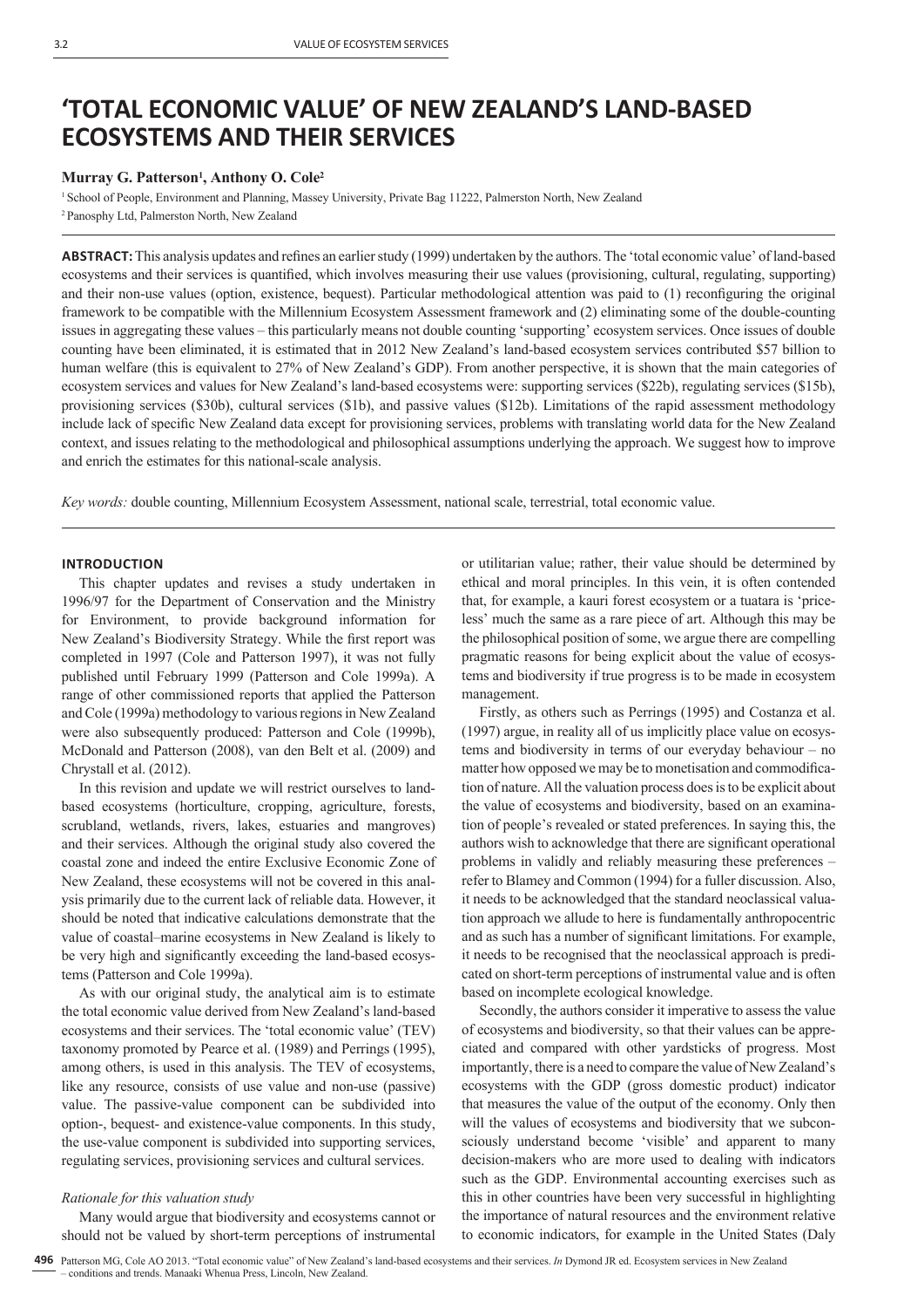# 'TOTAL ECONOMIC VALUE' OF NEW ZEALAND'S LAND-BASED ECOSYSTEMS AND THEIR SERVICES

**Murray G. Patterson[1], Anthony O. Cole[2]**

[1] School of People, Environment and Planning, Massey University, Private Bag 11222, Palmerston North, New Zealand

[2] Panosphy Ltd, Palmerston North, New Zealand

**ABSTRACT:** This analysis updates and refines an earlier study (1999) undertaken by the authors. The 'total economic value' of land-based ecosystems and their services is quantified, which involves measuring their use values (provisioning, cultural, regulating, supporting) and their non-use values (option, existence, bequest). Particular methodological attention was paid to (1) reconfiguring the original framework to be compatible with the Millennium Ecosystem Assessment framework and (2) eliminating some of the double-counting issues in aggregating these values – this particularly means not double counting 'supporting' ecosystem services. Once issues of double counting have been eliminated, it is estimated that in 2012 New Zealand's land-based ecosystem services contributed $57 billion to human welfare (this is equivalent to 27% of New Zealand's GDP). From another perspective, it is shown that the main categories of ecosystem services and values for New Zealand's land-based ecosystems were: supporting services ($22b), regulating services ($15b), provisioning services ($30b), cultural services ($1b), and passive values ($12b). Limitations of the rapid assessment methodology include lack of specific New Zealand data except for provisioning services, problems with translating world data for the New Zealand context, and issues relating to the methodological and philosophical assumptions underlying the approach. We suggest how to improve and enrich the estimates for this national-scale analysis.

*Key words:* double counting, Millennium Ecosystem Assessment, national scale, terrestrial, total economic value.

## INTRODUCTION

This chapter updates and revises a study undertaken in 1996/97 for the Department of Conservation and the Ministry for Environment, to provide background information for New Zealand's Biodiversity Strategy. While the first report was completed in 1997 (Cole and Patterson 1997), it was not fully published until February 1999 (Patterson and Cole 1999a). A range of other commissioned reports that applied the Patterson and Cole (1999a) methodology to various regions in New Zealand were also subsequently produced: Patterson and Cole (1999b), McDonald and Patterson (2008), van den Belt et al. (2009) and Chrystall et al. (2012).

In this revision and update we will restrict ourselves to land-based ecosystems (horticulture, cropping, agriculture, forests, scrubland, wetlands, rivers, lakes, estuaries and mangroves) and their services. Although the original study also covered the coastal zone and indeed the entire Exclusive Economic Zone of New Zealand, these ecosystems will not be covered in this analysis primarily due to the current lack of reliable data. However, it should be noted that indicative calculations demonstrate that the value of coastal–marine ecosystems in New Zealand is likely to be very high and significantly exceeding the land-based ecosystems (Patterson and Cole 1999a).

As with our original study, the analytical aim is to estimate the total economic value derived from New Zealand's land-based ecosystems and their services. The 'total economic value' (TEV) taxonomy promoted by Pearce et al. (1989) and Perrings (1995), among others, is used in this analysis. The TEV of ecosystems, like any resource, consists of use value and non-use (passive) value. The passive-value component can be subdivided into option-, bequest- and existence-value components. In this study, the use-value component is subdivided into supporting services, regulating services, provisioning services and cultural services.

### *Rationale for this valuation study*

Many would argue that biodiversity and ecosystems cannot or should not be valued by short-term perceptions of instrumental or utilitarian value; rather, their value should be determined by ethical and moral principles. In this vein, it is often contended that, for example, a kauri forest ecosystem or a tuatara is 'priceless' much the same as a rare piece of art. Although this may be the philosophical position of some, we argue there are compelling pragmatic reasons for being explicit about the value of ecosystems and biodiversity if true progress is to be made in ecosystem management.

Firstly, as others such as Perrings (1995) and Costanza et al. (1997) argue, in reality all of us implicitly place value on ecosystems and biodiversity in terms of our everyday behaviour – no matter how opposed we may be to monetisation and commodification of nature. All the valuation process does is to be explicit about the value of ecosystems and biodiversity, based on an examination of people's revealed or stated preferences. In saying this, the authors wish to acknowledge that there are significant operational problems in validly and reliably measuring these preferences – refer to Blamey and Common (1994) for a fuller discussion. Also, it needs to be acknowledged that the standard neoclassical valuation approach we allude to here is fundamentally anthropocentric and as such has a number of significant limitations. For example, it needs to be recognised that the neoclassical approach is predicated on short-term perceptions of instrumental value and is often based on incomplete ecological knowledge.

Secondly, the authors consider it imperative to assess the value of ecosystems and biodiversity, so that their values can be appreciated and compared with other yardsticks of progress. Most importantly, there is a need to compare the value of New Zealand's ecosystems with the GDP (gross domestic product) indicator that measures the value of the output of the economy. Only then will the values of ecosystems and biodiversity that we subconsciously understand become 'visible' and apparent to many decision-makers who are more used to dealing with indicators such as the GDP. Environmental accounting exercises such as this in other countries have been very successful in highlighting the importance of natural resources and the environment relative to economic indicators, for example in the United States (Daly

Patterson MG, Cole AO 2013. "Total economic value" of New Zealand's land-based ecosystems and their services. *In* Dymond JR ed. Ecosystem services in New Zealand – conditions and trends. Manaaki Whenua Press, Lincoln, New Zealand.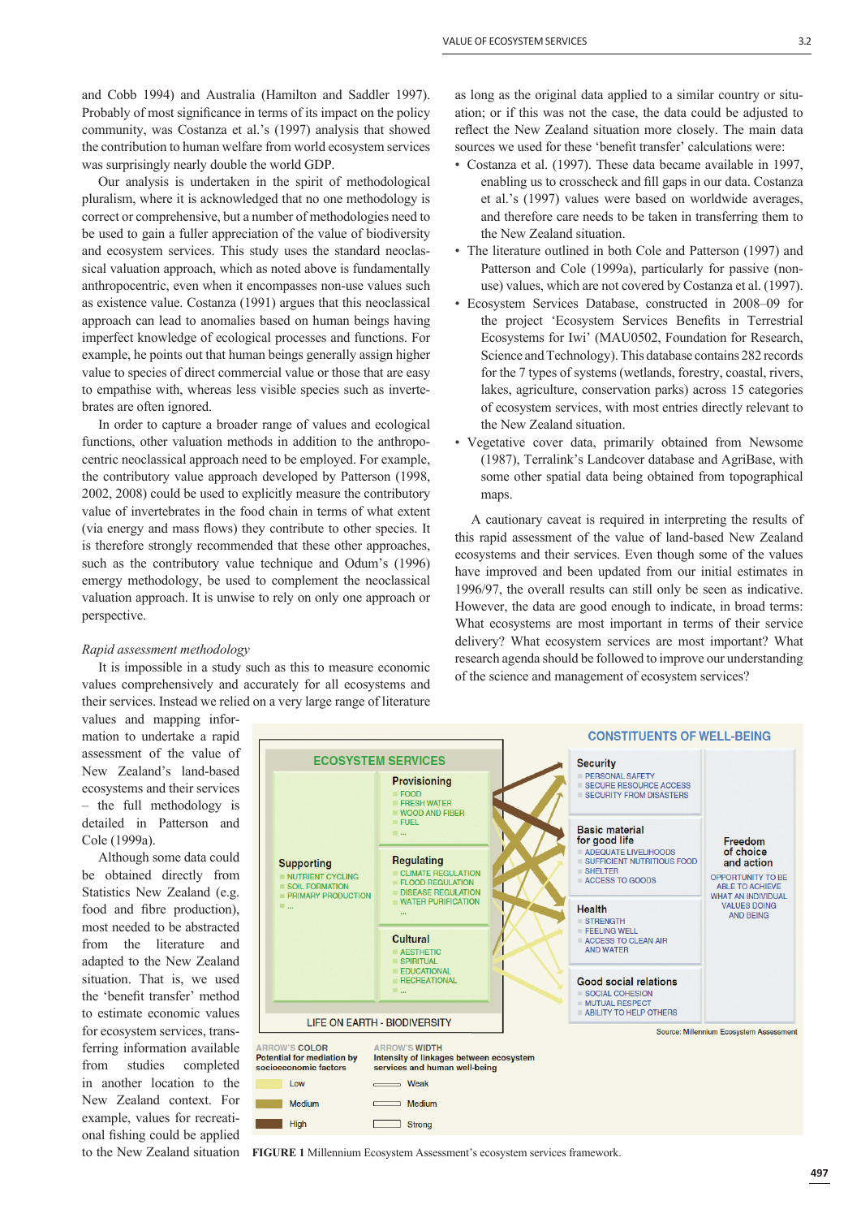and Cobb 1994) and Australia (Hamilton and Saddler 1997). Probably of most significance in terms of its impact on the policy community, was Costanza et al.'s (1997) analysis that showed the contribution to human welfare from world ecosystem services was surprisingly nearly double the world GDP.

Our analysis is undertaken in the spirit of methodological pluralism, where it is acknowledged that no one methodology is correct or comprehensive, but a number of methodologies need to be used to gain a fuller appreciation of the value of biodiversity and ecosystem services. This study uses the standard neoclassical valuation approach, which as noted above is fundamentally anthropocentric, even when it encompasses non-use values such as existence value. Costanza (1991) argues that this neoclassical approach can lead to anomalies based on human beings having imperfect knowledge of ecological processes and functions. For example, he points out that human beings generally assign higher value to species of direct commercial value or those that are easy to empathise with, whereas less visible species such as invertebrates are often ignored.

In order to capture a broader range of values and ecological functions, other valuation methods in addition to the anthropocentric neoclassical approach need to be employed. For example, the contributory value approach developed by Patterson (1998, 2002, 2008) could be used to explicitly measure the contributory value of invertebrates in the food chain in terms of what extent (via energy and mass flows) they contribute to other species. It is therefore strongly recommended that these other approaches, such as the contributory value technique and Odum's (1996) emergy methodology, be used to complement the neoclassical valuation approach. It is unwise to rely on only one approach or perspective.

*Rapid assessment methodology*

It is impossible in a study such as this to measure economic values comprehensively and accurately for all ecosystems and their services. Instead we relied on a very large range of literature values and mapping information to undertake a rapid assessment of the value of New Zealand's land-based ecosystems and their services – the full methodology is detailed in Patterson and Cole (1999a).

Although some data could be obtained directly from Statistics New Zealand (e.g. food and fibre production), most needed to be abstracted from the literature and adapted to the New Zealand situation. That is, we used the 'benefit transfer' method to estimate economic values for ecosystem services, transferring information available from studies completed in another location to the New Zealand context. For example, values for recreational fishing could be applied to the New Zealand situation as long as the original data applied to a similar country or situation; or if this was not the case, the data could be adjusted to reflect the New Zealand situation more closely. The main data sources we used for these 'benefit transfer' calculations were:

- Costanza et al. (1997). These data became available in 1997, enabling us to crosscheck and fill gaps in our data. Costanza et al.'s (1997) values were based on worldwide averages, and therefore care needs to be taken in transferring them to the New Zealand situation.
- The literature outlined in both Cole and Patterson (1997) and Patterson and Cole (1999a), particularly for passive (non-use) values, which are not covered by Costanza et al. (1997).
- Ecosystem Services Database, constructed in 2008–09 for the project 'Ecosystem Services Benefits in Terrestrial Ecosystems for Iwi' (MAU0502, Foundation for Research, Science and Technology). This database contains 282 records for the 7 types of systems (wetlands, forestry, coastal, rivers, lakes, agriculture, conservation parks) across 15 categories of ecosystem services, with most entries directly relevant to the New Zealand situation.
- Vegetative cover data, primarily obtained from Newsome (1987), Terralink's Landcover database and AgriBase, with some other spatial data being obtained from topographical maps.

A cautionary caveat is required in interpreting the results of this rapid assessment of the value of land-based New Zealand ecosystems and their services. Even though some of the values have improved and been updated from our initial estimates in 1996/97, the overall results can still only be seen as indicative. However, the data are good enough to indicate, in broad terms: What ecosystems are most important in terms of their service delivery? What ecosystem services are most important? What research agenda should be followed to improve our understanding of the science and management of ecosystem services?

**FIGURE 1** Millennium Ecosystem Assessment's ecosystem services framework.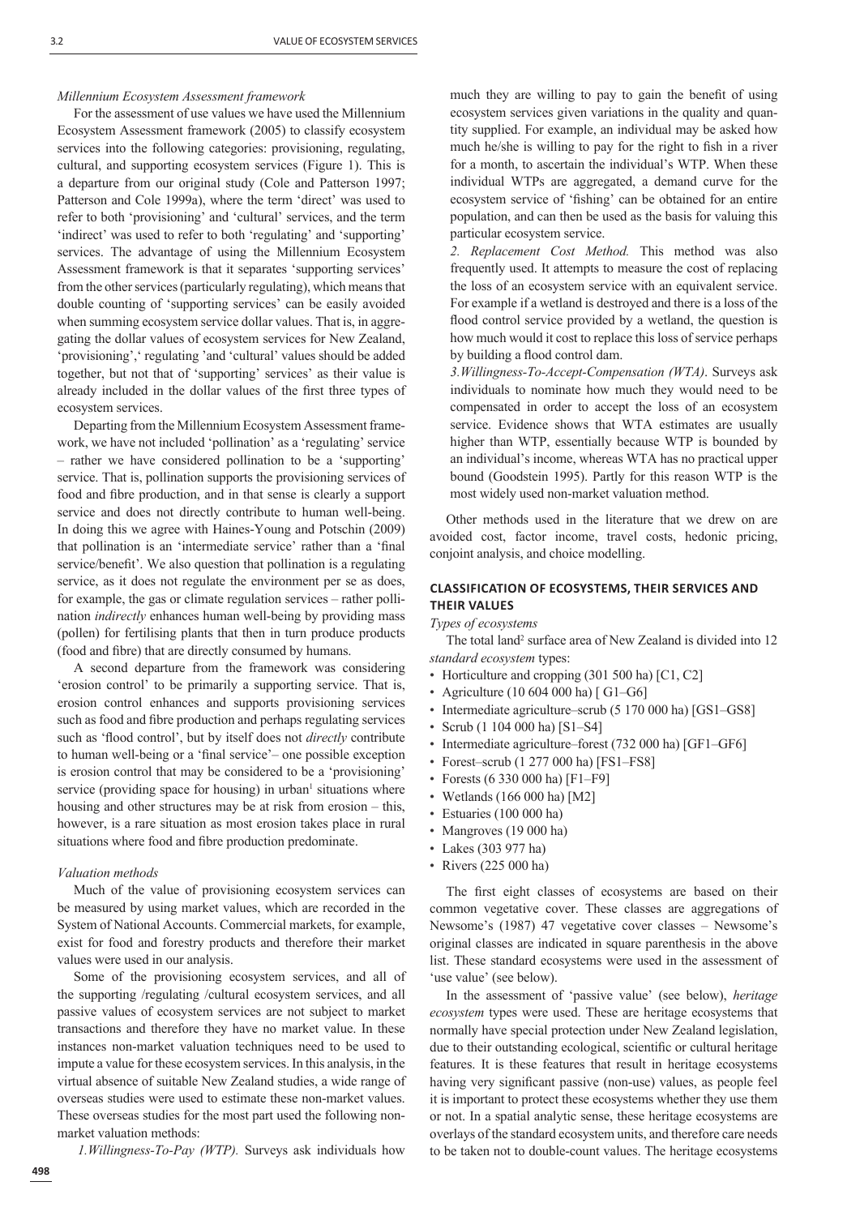*Millennium Ecosystem Assessment framework*

For the assessment of use values we have used the Millennium Ecosystem Assessment framework (2005) to classify ecosystem services into the following categories: provisioning, regulating, cultural, and supporting ecosystem services (Figure 1). This is a departure from our original study (Cole and Patterson 1997; Patterson and Cole 1999a), where the term 'direct' was used to refer to both 'provisioning' and 'cultural' services, and the term 'indirect' was used to refer to both 'regulating' and 'supporting' services. The advantage of using the Millennium Ecosystem Assessment framework is that it separates 'supporting services' from the other services (particularly regulating), which means that double counting of 'supporting services' can be easily avoided when summing ecosystem service dollar values. That is, in aggregating the dollar values of ecosystem services for New Zealand, 'provisioning',' regulating 'and 'cultural' values should be added together, but not that of 'supporting' services' as their value is already included in the dollar values of the first three types of ecosystem services.

Departing from the Millennium Ecosystem Assessment framework, we have not included 'pollination' as a 'regulating' service – rather we have considered pollination to be a 'supporting' service. That is, pollination supports the provisioning services of food and fibre production, and in that sense is clearly a support service and does not directly contribute to human well-being. In doing this we agree with Haines-Young and Potschin (2009) that pollination is an 'intermediate service' rather than a 'final service/benefit'. We also question that pollination is a regulating service, as it does not regulate the environment per se as does, for example, the gas or climate regulation services – rather pollination *indirectly* enhances human well-being by providing mass (pollen) for fertilising plants that then in turn produce products (food and fibre) that are directly consumed by humans.

A second departure from the framework was considering 'erosion control' to be primarily a supporting service. That is, erosion control enhances and supports provisioning services such as food and fibre production and perhaps regulating services such as 'flood control', but by itself does not *directly* contribute to human well-being or a 'final service'– one possible exception is erosion control that may be considered to be a 'provisioning' service (providing space for housing) in urban[1] situations where housing and other structures may be at risk from erosion – this, however, is a rare situation as most erosion takes place in rural situations where food and fibre production predominate.

*Valuation methods*

Much of the value of provisioning ecosystem services can be measured by using market values, which are recorded in the System of National Accounts. Commercial markets, for example, exist for food and forestry products and therefore their market values were used in our analysis.

Some of the provisioning ecosystem services, and all of the supporting /regulating /cultural ecosystem services, and all passive values of ecosystem services are not subject to market transactions and therefore they have no market value. In these instances non-market valuation techniques need to be used to impute a value for these ecosystem services. In this analysis, in the virtual absence of suitable New Zealand studies, a wide range of overseas studies were used to estimate these non-market values. These overseas studies for the most part used the following non-market valuation methods:

*1.Willingness-To-Pay (WTP).* Surveys ask individuals how much they are willing to pay to gain the benefit of using ecosystem services given variations in the quality and quantity supplied. For example, an individual may be asked how much he/she is willing to pay for the right to fish in a river for a month, to ascertain the individual's WTP. When these individual WTPs are aggregated, a demand curve for the ecosystem service of 'fishing' can be obtained for an entire population, and can then be used as the basis for valuing this particular ecosystem service.

*2. Replacement Cost Method.* This method was also frequently used. It attempts to measure the cost of replacing the loss of an ecosystem service with an equivalent service. For example if a wetland is destroyed and there is a loss of the flood control service provided by a wetland, the question is how much would it cost to replace this loss of service perhaps by building a flood control dam.

*3.Willingness-To-Accept-Compensation (WTA).* Surveys ask individuals to nominate how much they would need to be compensated in order to accept the loss of an ecosystem service. Evidence shows that WTA estimates are usually higher than WTP, essentially because WTP is bounded by an individual's income, whereas WTA has no practical upper bound (Goodstein 1995). Partly for this reason WTP is the most widely used non-market valuation method.

Other methods used in the literature that we drew on are avoided cost, factor income, travel costs, hedonic pricing, conjoint analysis, and choice modelling.

## CLASSIFICATION OF ECOSYSTEMS, THEIR SERVICES AND THEIR VALUES

*Types of ecosystems*

The total land[2] surface area of New Zealand is divided into 12 *standard ecosystem* types:

- Horticulture and cropping (301 500 ha) [C1, C2]
- Agriculture (10 604 000 ha) [ G1–G6]
- Intermediate agriculture–scrub (5 170 000 ha) [GS1–GS8]
- Scrub (1 104 000 ha) [S1–S4]
- Intermediate agriculture–forest (732 000 ha) [GF1–GF6]
- Forest–scrub (1 277 000 ha) [FS1–FS8]
- Forests (6 330 000 ha) [F1–F9]
- Wetlands (166 000 ha) [M2]
- Estuaries (100 000 ha)
- Mangroves (19 000 ha)
- Lakes (303 977 ha)
- Rivers (225 000 ha)

The first eight classes of ecosystems are based on their common vegetative cover. These classes are aggregations of Newsome's (1987) 47 vegetative cover classes – Newsome's original classes are indicated in square parenthesis in the above list. These standard ecosystems were used in the assessment of 'use value' (see below).

In the assessment of 'passive value' (see below), *heritage ecosystem* types were used. These are heritage ecosystems that normally have special protection under New Zealand legislation, due to their outstanding ecological, scientific or cultural heritage features. It is these features that result in heritage ecosystems having very significant passive (non-use) values, as people feel it is important to protect these ecosystems whether they use them or not. In a spatial analytic sense, these heritage ecosystems are overlays of the standard ecosystem units, and therefore care needs to be taken not to double-count values. The heritage ecosystems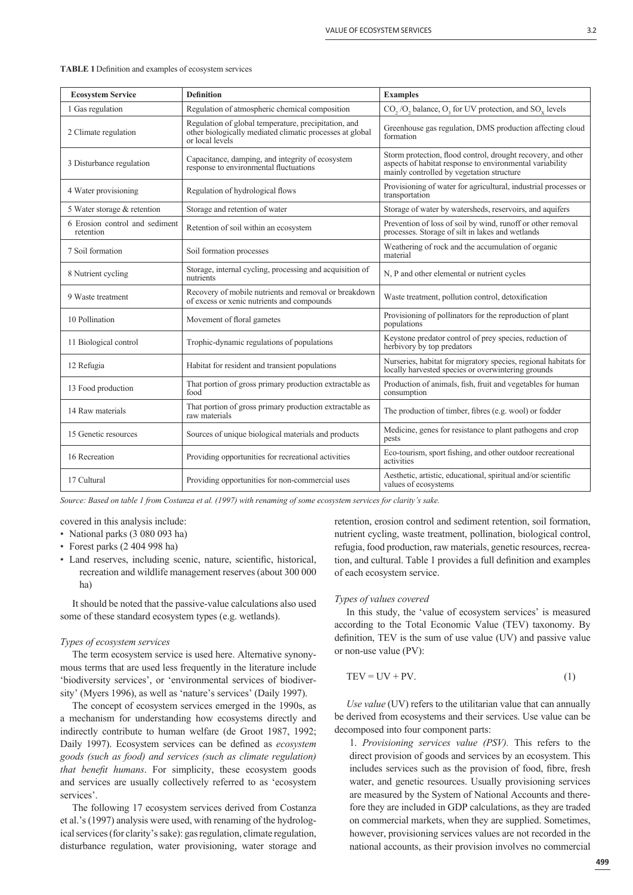**TABLE 1** Definition and examples of ecosystem services

| Ecosystem Service | Definition | Examples |
|---|---|---|
| 1 Gas regulation | Regulation of atmospheric chemical composition | $CO_2$ /$O_2$ balance, $O_3$ for UV protection, and $SO_X$ levels |
| 2 Climate regulation | Regulation of global temperature, precipitation, and other biologically mediated climatic processes at global or local levels | Greenhouse gas regulation, DMS production affecting cloud formation |
| 3 Disturbance regulation | Capacitance, damping, and integrity of ecosystem response to environmental fluctuations | Storm protection, flood control, drought recovery, and other aspects of habitat response to environmental variability mainly controlled by vegetation structure |
| 4 Water provisioning | Regulation of hydrological flows | Provisioning of water for agricultural, industrial processes or transportation |
| 5 Water storage & retention | Storage and retention of water | Storage of water by watersheds, reservoirs, and aquifers |
| 6 Erosion control and sediment retention | Retention of soil within an ecosystem | Prevention of loss of soil by wind, runoff or other removal processes. Storage of silt in lakes and wetlands |
| 7 Soil formation | Soil formation processes | Weathering of rock and the accumulation of organic material |
| 8 Nutrient cycling | Storage, internal cycling, processing and acquisition of nutrients | N, P and other elemental or nutrient cycles |
| 9 Waste treatment | Recovery of mobile nutrients and removal or breakdown of excess or xenic nutrients and compounds | Waste treatment, pollution control, detoxification |
| 10 Pollination | Movement of floral gametes | Provisioning of pollinators for the reproduction of plant populations |
| 11 Biological control | Trophic-dynamic regulations of populations | Keystone predator control of prey species, reduction of herbivory by top predators |
| 12 Refugia | Habitat for resident and transient populations | Nurseries, habitat for migratory species, regional habitats for locally harvested species or overwintering grounds |
| 13 Food production | That portion of gross primary production extractable as food | Production of animals, fish, fruit and vegetables for human consumption |
| 14 Raw materials | That portion of gross primary production extractable as raw materials | The production of timber, fibres (e.g. wool) or fodder |
| 15 Genetic resources | Sources of unique biological materials and products | Medicine, genes for resistance to plant pathogens and crop pests |
| 16 Recreation | Providing opportunities for recreational activities | Eco-tourism, sport fishing, and other outdoor recreational activities |
| 17 Cultural | Providing opportunities for non-commercial uses | Aesthetic, artistic, educational, spiritual and/or scientific values of ecosystems |

*Source: Based on table 1 from Costanza et al. (1997) with renaming of some ecosystem services for clarity's sake.*

covered in this analysis include:

- National parks (3 080 093 ha)
- Forest parks (2 404 998 ha)
- Land reserves, including scenic, nature, scientific, historical, recreation and wildlife management reserves (about 300 000 ha)

It should be noted that the passive-value calculations also used some of these standard ecosystem types (e.g. wetlands).

*Types of ecosystem services*

The term ecosystem service is used here. Alternative synonymous terms that are used less frequently in the literature include 'biodiversity services', or 'environmental services of biodiversity' (Myers 1996), as well as 'nature's services' (Daily 1997).

The concept of ecosystem services emerged in the 1990s, as a mechanism for understanding how ecosystems directly and indirectly contribute to human welfare (de Groot 1987, 1992; Daily 1997). Ecosystem services can be defined as *ecosystem goods (such as food) and services (such as climate regulation) that benefit humans*. For simplicity, these ecosystem goods and services are usually collectively referred to as 'ecosystem services'.

The following 17 ecosystem services derived from Costanza et al.'s (1997) analysis were used, with renaming of the hydrological services (for clarity's sake): gas regulation, climate regulation, disturbance regulation, water provisioning, water storage and retention, erosion control and sediment retention, soil formation, nutrient cycling, waste treatment, pollination, biological control, refugia, food production, raw materials, genetic resources, recreation, and cultural. Table 1 provides a full definition and examples of each ecosystem service.

*Types of values covered*

In this study, the 'value of ecosystem services' is measured according to the Total Economic Value (TEV) taxonomy. By definition, TEV is the sum of use value (UV) and passive value or non-use value (PV):

$$TEV = UV + PV. \quad (1)$$

*Use value* (UV) refers to the utilitarian value that can annually be derived from ecosystems and their services. Use value can be decomposed into four component parts:

1. *Provisioning services value (PSV).* This refers to the direct provision of goods and services by an ecosystem. This includes services such as the provision of food, fibre, fresh water, and genetic resources. Usually provisioning services are measured by the System of National Accounts and therefore they are included in GDP calculations, as they are traded on commercial markets, when they are supplied. Sometimes, however, provisioning services values are not recorded in the national accounts, as their provision involves no commercial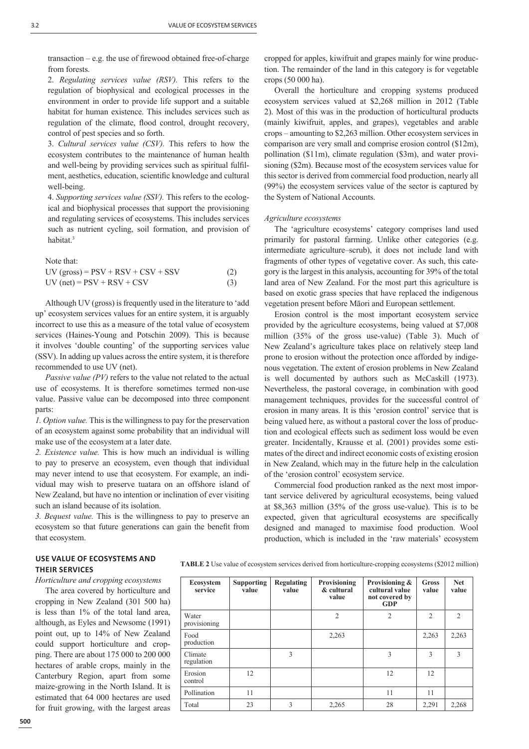transaction – e.g. the use of firewood obtained free-of-charge from forests.

2. *Regulating services value (RSV).* This refers to the regulation of biophysical and ecological processes in the environment in order to provide life support and a suitable habitat for human existence. This includes services such as regulation of the climate, flood control, drought recovery, control of pest species and so forth.

3. *Cultural services value (CSV).* This refers to how the ecosystem contributes to the maintenance of human health and well-being by providing services such as spiritual fulfilment, aesthetics, education, scientific knowledge and cultural well-being.

4. *Supporting services value (SSV).* This refers to the ecological and biophysical processes that support the provisioning and regulating services of ecosystems. This includes services such as nutrient cycling, soil formation, and provision of habitat.[3]

Note that:

$$\text{UV (gross)} = \text{PSV} + \text{RSV} + \text{CSV} + \text{SSV} \quad (2)$$

$$\text{UV (net)} = \text{PSV} + \text{RSV} + \text{CSV} \quad (3)$$

Although UV (gross) is frequently used in the literature to 'add up' ecosystem services values for an entire system, it is arguably incorrect to use this as a measure of the total value of ecosystem services (Haines-Young and Potschin 2009). This is because it involves 'double counting' of the supporting services value (SSV). In adding up values across the entire system, it is therefore recommended to use UV (net).

*Passive value (PV)* refers to the value not related to the actual use of ecosystems. It is therefore sometimes termed non-use value. Passive value can be decomposed into three component parts:

*1. Option value.* This is the willingness to pay for the preservation of an ecosystem against some probability that an individual will make use of the ecosystem at a later date.

*2. Existence value.* This is how much an individual is willing to pay to preserve an ecosystem, even though that individual may never intend to use that ecosystem. For example, an individual may wish to preserve tuatara on an offshore island of New Zealand, but have no intention or inclination of ever visiting such an island because of its isolation.

*3. Bequest value.* This is the willingness to pay to preserve an ecosystem so that future generations can gain the benefit from that ecosystem.

## USE VALUE OF ECOSYSTEMS AND THEIR SERVICES

### *Horticulture and cropping ecosystems*

The area covered by horticulture and cropping in New Zealand (301 500 ha) is less than 1% of the total land area, although, as Eyles and Newsome (1991) point out, up to 14% of New Zealand could support horticulture and cropping. There are about 175 000 to 200 000 hectares of arable crops, mainly in the Canterbury Region, apart from some maize-growing in the North Island. It is estimated that 64 000 hectares are used for fruit growing, with the largest areas cropped for apples, kiwifruit and grapes mainly for wine production. The remainder of the land in this category is for vegetable crops (50 000 ha).

Overall the horticulture and cropping systems produced ecosystem services valued at $2,268 million in 2012 (Table 2). Most of this was in the production of horticultural products (mainly kiwifruit, apples, and grapes), vegetables and arable crops – amounting to $2,263 million. Other ecosystem services in comparison are very small and comprise erosion control ($12m), pollination ($11m), climate regulation ($3m), and water provisioning ($2m). Because most of the ecosystem services value for this sector is derived from commercial food production, nearly all (99%) the ecosystem services value of the sector is captured by the System of National Accounts.

**TABLE 2** Use value of ecosystem services derived from horticulture-cropping ecosystems ($2012 million)

| Ecosystem service | Supporting value | Regulating value | Provisioning & cultural value | Provisioning & cultural value not covered by GDP | Gross value | Net value |
|---|---|---|---|---|---|---|
| Water provisioning | | | 2 | 2 | 2 | 2 |
| Food production | | | 2,263 | | 2,263 | 2,263 |
| Climate regulation | | 3 | | 3 | 3 | 3 |
| Erosion control | 12 | | | 12 | 12 | |
| Pollination | 11 | | | 11 | 11 | |
| Total | 23 | 3 | 2,265 | 28 | 2,291 | 2,268 |

### *Agriculture ecosystems*

The 'agriculture ecosystems' category comprises land used primarily for pastoral farming. Unlike other categories (e.g. intermediate agriculture–scrub), it does not include land with fragments of other types of vegetative cover. As such, this category is the largest in this analysis, accounting for 39% of the total land area of New Zealand. For the most part this agriculture is based on exotic grass species that have replaced the indigenous vegetation present before Māori and European settlement.

Erosion control is the most important ecosystem service provided by the agriculture ecosystems, being valued at $7,008 million (35% of the gross use-value) (Table 3). Much of New Zealand's agriculture takes place on relatively steep land prone to erosion without the protection once afforded by indigenous vegetation. The extent of erosion problems in New Zealand is well documented by authors such as McCaskill (1973). Nevertheless, the pastoral coverage, in combination with good management techniques, provides for the successful control of erosion in many areas. It is this 'erosion control' service that is being valued here, as without a pastoral cover the loss of production and ecological effects such as sediment loss would be even greater. Incidentally, Krausse et al. (2001) provides some estimates of the direct and indirect economic costs of existing erosion in New Zealand, which may in the future help in the calculation of the 'erosion control' ecosystem service.

Commercial food production ranked as the next most important service delivered by agricultural ecosystems, being valued at $8,363 million (35% of the gross use-value). This is to be expected, given that agricultural ecosystems are specifically designed and managed to maximise food production. Wool production, which is included in the 'raw materials' ecosystem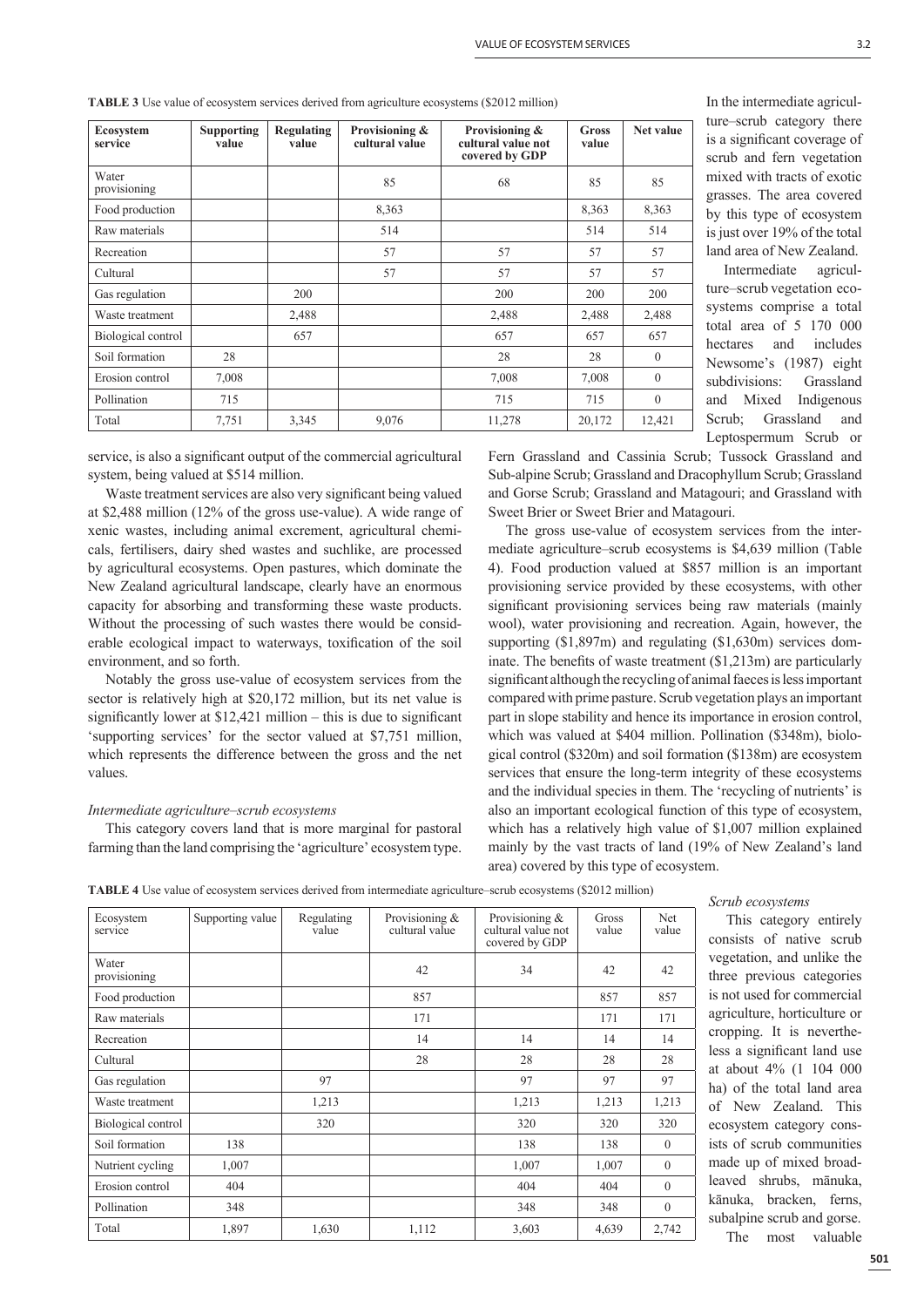**TABLE 3** Use value of ecosystem services derived from agriculture ecosystems ($2012 million)

| Ecosystem service | Supporting value | Regulating value | Provisioning & cultural value | Provisioning & cultural value not covered by GDP | Gross value | Net value |
|---|---|---|---|---|---|---|
| Water provisioning | | | 85 | 68 | 85 | 85 |
| Food production | | | 8,363 | | 8,363 | 8,363 |
| Raw materials | | | 514 | | 514 | 514 |
| Recreation | | | 57 | 57 | 57 | 57 |
| Cultural | | | 57 | 57 | 57 | 57 |
| Gas regulation | | 200 | | 200 | 200 | 200 |
| Waste treatment | | 2,488 | | 2,488 | 2,488 | 2,488 |
| Biological control | | 657 | | 657 | 657 | 657 |
| Soil formation | 28 | | | 28 | 28 | 0 |
| Erosion control | 7,008 | | | 7,008 | 7,008 | 0 |
| Pollination | 715 | | | 715 | 715 | 0 |
| Total | 7,751 | 3,345 | 9,076 | 11,278 | 20,172 | 12,421 |

service, is also a significant output of the commercial agricultural system, being valued at $514 million.

Waste treatment services are also very significant being valued at $2,488 million (12% of the gross use-value). A wide range of xenic wastes, including animal excrement, agricultural chemicals, fertilisers, dairy shed wastes and suchlike, are processed by agricultural ecosystems. Open pastures, which dominate the New Zealand agricultural landscape, clearly have an enormous capacity for absorbing and transforming these waste products. Without the processing of such wastes there would be considerable ecological impact to waterways, toxification of the soil environment, and so forth.

Notably the gross use-value of ecosystem services from the sector is relatively high at $20,172 million, but its net value is significantly lower at $12,421 million – this is due to significant 'supporting services' for the sector valued at $7,751 million, which represents the difference between the gross and the net values.

*Intermediate agriculture–scrub ecosystems*

This category covers land that is more marginal for pastoral farming than the land comprising the 'agriculture' ecosystem type. In the intermediate agriculture–scrub category there is a significant coverage of scrub and fern vegetation mixed with tracts of exotic grasses. The area covered by this type of ecosystem is just over 19% of the total land area of New Zealand.

Intermediate agriculture–scrub vegetation ecosystems comprise a total total area of 5 170 000 hectares and includes Newsome's (1987) eight subdivisions: Grassland and Mixed Indigenous Scrub; Grassland and Leptospermum Scrub or Fern Grassland and Cassinia Scrub; Tussock Grassland and Sub-alpine Scrub; Grassland and Dracophyllum Scrub; Grassland and Gorse Scrub; Grassland and Matagouri; and Grassland with Sweet Brier or Sweet Brier and Matagouri.

The gross use-value of ecosystem services from the intermediate agriculture–scrub ecosystems is $4,639 million (Table 4). Food production valued at $857 million is an important provisioning service provided by these ecosystems, with other significant provisioning services being raw materials (mainly wool), water provisioning and recreation. Again, however, the supporting ($1,897m) and regulating ($1,630m) services dominate. The benefits of waste treatment ($1,213m) are particularly significant although the recycling of animal faeces is less important compared with prime pasture. Scrub vegetation plays an important part in slope stability and hence its importance in erosion control, which was valued at $404 million. Pollination ($348m), biological control ($320m) and soil formation ($138m) are ecosystem services that ensure the long-term integrity of these ecosystems and the individual species in them. The 'recycling of nutrients' is also an important ecological function of this type of ecosystem, which has a relatively high value of $1,007 million explained mainly by the vast tracts of land (19% of New Zealand's land area) covered by this type of ecosystem.

**TABLE 4** Use value of ecosystem services derived from intermediate agriculture–scrub ecosystems ($2012 million)

| Ecosystem service | Supporting value | Regulating value | Provisioning & cultural value | Provisioning & cultural value not covered by GDP | Gross value | Net value |
|---|---|---|---|---|---|---|
| Water provisioning | | | 42 | 34 | 42 | 42 |
| Food production | | | 857 | | 857 | 857 |
| Raw materials | | | 171 | | 171 | 171 |
| Recreation | | | 14 | 14 | 14 | 14 |
| Cultural | | | 28 | 28 | 28 | 28 |
| Gas regulation | | 97 | | 97 | 97 | 97 |
| Waste treatment | | 1,213 | | 1,213 | 1,213 | 1,213 |
| Biological control | | 320 | | 320 | 320 | 320 |
| Soil formation | 138 | | | 138 | 138 | 0 |
| Nutrient cycling | 1,007 | | | 1,007 | 1,007 | 0 |
| Erosion control | 404 | | | 404 | 404 | 0 |
| Pollination | 348 | | | 348 | 348 | 0 |
| Total | 1,897 | 1,630 | 1,112 | 3,603 | 4,639 | 2,742 |

*Scrub ecosystems*

This category entirely consists of native scrub vegetation, and unlike the three previous categories is not used for commercial agriculture, horticulture or cropping. It is nevertheless a significant land use at about 4% (1 104 000 ha) of the total land area of New Zealand. This ecosystem category consists of scrub communities made up of mixed broadleaved shrubs, mānuka, kānuka, bracken, ferns, subalpine scrub and gorse.

The most valuable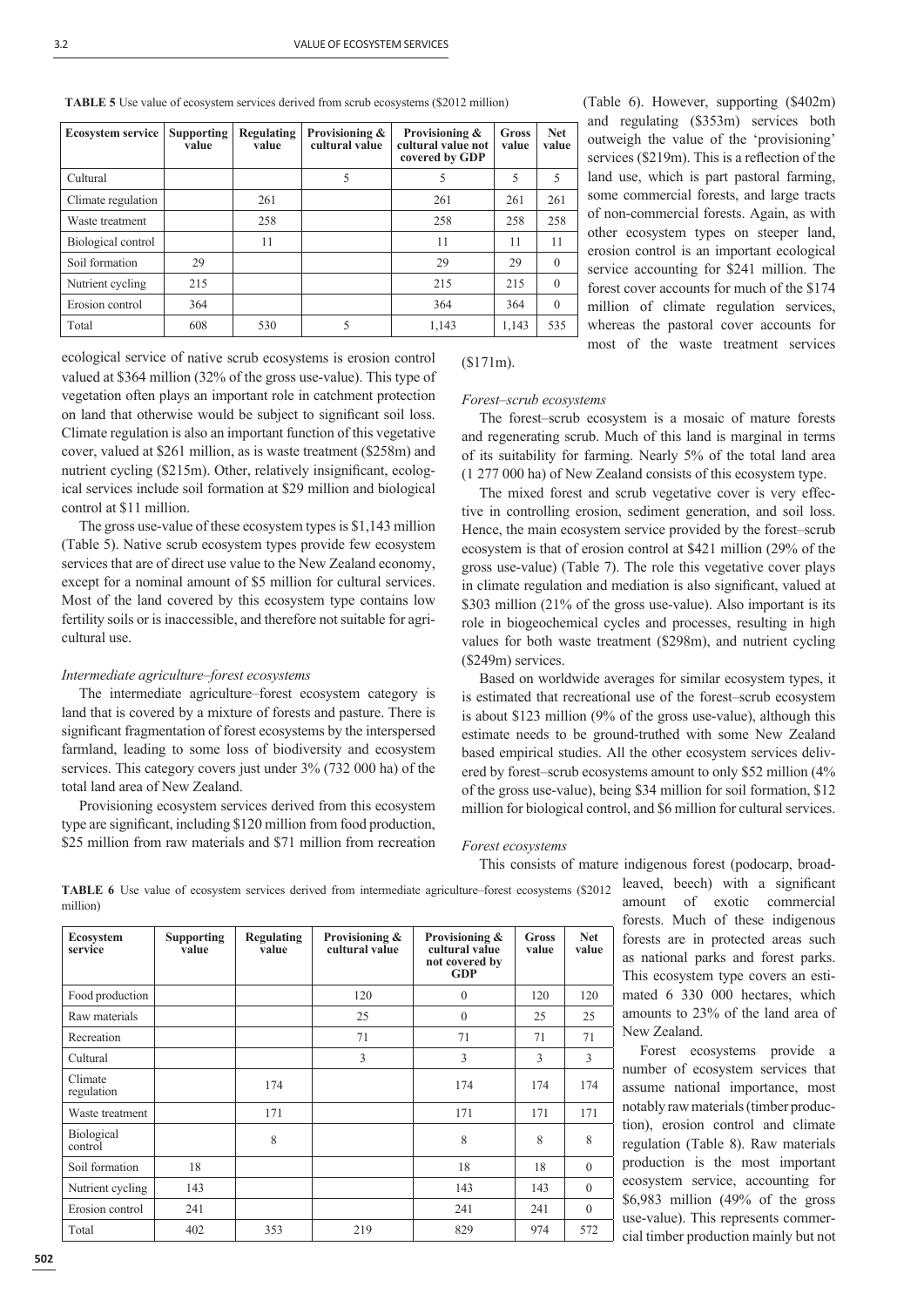**TABLE 5** Use value of ecosystem services derived from scrub ecosystems ($2012 million)

| Ecosystem service | Supporting value | Regulating value | Provisioning & cultural value | Provisioning & cultural value not covered by GDP | Gross value | Net value |
|---|---|---|---|---|---|---|
| Cultural | | | 5 | 5 | 5 | 5 |
| Climate regulation | | 261 | | 261 | 261 | 261 |
| Waste treatment | | 258 | | 258 | 258 | 258 |
| Biological control | | 11 | | 11 | 11 | 11 |
| Soil formation | 29 | | | 29 | 29 | 0 |
| Nutrient cycling | 215 | | | 215 | 215 | 0 |
| Erosion control | 364 | | | 364 | 364 | 0 |
| Total | 608 | 530 | 5 | 1,143 | 1,143 | 535 |

ecological service of native scrub ecosystems is erosion control valued at $364 million (32% of the gross use-value). This type of vegetation often plays an important role in catchment protection on land that otherwise would be subject to significant soil loss. Climate regulation is also an important function of this vegetative cover, valued at $261 million, as is waste treatment ($258m) and nutrient cycling ($215m). Other, relatively insignificant, ecological services include soil formation at $29 million and biological control at $11 million.

The gross use-value of these ecosystem types is $1,143 million (Table 5). Native scrub ecosystem types provide few ecosystem services that are of direct use value to the New Zealand economy, except for a nominal amount of $5 million for cultural services. Most of the land covered by this ecosystem type contains low fertility soils or is inaccessible, and therefore not suitable for agricultural use.

*Intermediate agriculture–forest ecosystems*

The intermediate agriculture–forest ecosystem category is land that is covered by a mixture of forests and pasture. There is significant fragmentation of forest ecosystems by the interspersed farmland, leading to some loss of biodiversity and ecosystem services. This category covers just under 3% (732 000 ha) of the total land area of New Zealand.

Provisioning ecosystem services derived from this ecosystem type are significant, including $120 million from food production, $25 million from raw materials and $71 million from recreation (Table 6). However, supporting ($402m) and regulating ($353m) services both outweigh the value of the 'provisioning' services ($219m). This is a reflection of the land use, which is part pastoral farming, some commercial forests, and large tracts of non-commercial forests. Again, as with other ecosystem types on steeper land, erosion control is an important ecological service accounting for $241 million. The forest cover accounts for much of the $174 million of climate regulation services, whereas the pastoral cover accounts for most of the waste treatment services ($171m).

**TABLE 6** Use value of ecosystem services derived from intermediate agriculture–forest ecosystems ($2012 million)

| Ecosystem service | Supporting value | Regulating value | Provisioning & cultural value | Provisioning & cultural value not covered by GDP | Gross value | Net value |
|---|---|---|---|---|---|---|
| Food production | | | 120 | 0 | 120 | 120 |
| Raw materials | | | 25 | 0 | 25 | 25 |
| Recreation | | | 71 | 71 | 71 | 71 |
| Cultural | | | 3 | 3 | 3 | 3 |
| Climate regulation | | 174 | | 174 | 174 | 174 |
| Waste treatment | | 171 | | 171 | 171 | 171 |
| Biological control | | 8 | | 8 | 8 | 8 |
| Soil formation | 18 | | | 18 | 18 | 0 |
| Nutrient cycling | 143 | | | 143 | 143 | 0 |
| Erosion control | 241 | | | 241 | 241 | 0 |
| Total | 402 | 353 | 219 | 829 | 974 | 572 |

*Forest–scrub ecosystems*

The forest–scrub ecosystem is a mosaic of mature forests and regenerating scrub. Much of this land is marginal in terms of its suitability for farming. Nearly 5% of the total land area (1 277 000 ha) of New Zealand consists of this ecosystem type.

The mixed forest and scrub vegetative cover is very effective in controlling erosion, sediment generation, and soil loss. Hence, the main ecosystem service provided by the forest–scrub ecosystem is that of erosion control at $421 million (29% of the gross use-value) (Table 7). The role this vegetative cover plays in climate regulation and mediation is also significant, valued at $303 million (21% of the gross use-value). Also important is its role in biogeochemical cycles and processes, resulting in high values for both waste treatment ($298m), and nutrient cycling ($249m) services.

Based on worldwide averages for similar ecosystem types, it is estimated that recreational use of the forest–scrub ecosystem is about $123 million (9% of the gross use-value), although this estimate needs to be ground-truthed with some New Zealand based empirical studies. All the other ecosystem services delivered by forest–scrub ecosystems amount to only $52 million (4% of the gross use-value), being $34 million for soil formation, $12 million for biological control, and $6 million for cultural services.

*Forest ecosystems*

This consists of mature indigenous forest (podocarp, broadleaved, beech) with a significant amount of exotic commercial forests. Much of these indigenous forests are in protected areas such as national parks and forest parks. This ecosystem type covers an estimated 6 330 000 hectares, which amounts to 23% of the land area of New Zealand.

Forest ecosystems provide a number of ecosystem services that assume national importance, most notably raw materials (timber production), erosion control and climate regulation (Table 8). Raw materials production is the most important ecosystem service, accounting for $6,983 million (49% of the gross use-value). This represents commercial timber production mainly but not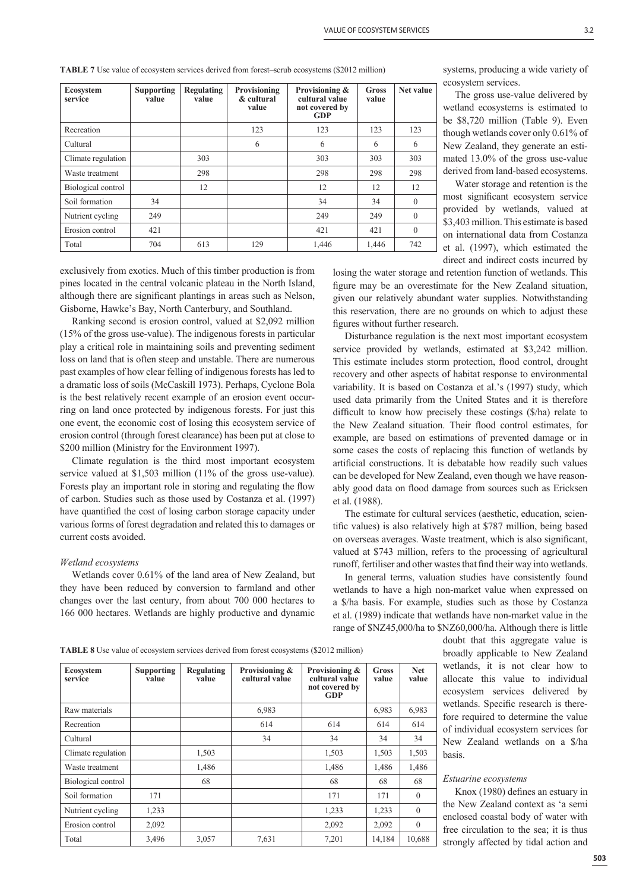**TABLE 7** Use value of ecosystem services derived from forest–scrub ecosystems ($2012 million)

| Ecosystem service | Supporting value | Regulating value | Provisioning & cultural value | Provisioning & cultural value not covered by GDP | Gross value | Net value |
|---|---|---|---|---|---|---|
| Recreation | | | 123 | 123 | 123 | 123 |
| Cultural | | | 6 | 6 | 6 | 6 |
| Climate regulation | | 303 | | 303 | 303 | 303 |
| Waste treatment | | 298 | | 298 | 298 | 298 |
| Biological control | | 12 | | 12 | 12 | 12 |
| Soil formation | 34 | | | 34 | 34 | 0 |
| Nutrient cycling | 249 | | | 249 | 249 | 0 |
| Erosion control | 421 | | | 421 | 421 | 0 |
| Total | 704 | 613 | 129 | 1,446 | 1,446 | 742 |

exclusively from exotics. Much of this timber production is from pines located in the central volcanic plateau in the North Island, although there are significant plantings in areas such as Nelson, Gisborne, Hawke's Bay, North Canterbury, and Southland.

Ranking second is erosion control, valued at $2,092 million (15% of the gross use-value). The indigenous forests in particular play a critical role in maintaining soils and preventing sediment loss on land that is often steep and unstable. There are numerous past examples of how clear felling of indigenous forests has led to a dramatic loss of soils (McCaskill 1973). Perhaps, Cyclone Bola is the best relatively recent example of an erosion event occurring on land once protected by indigenous forests. For just this one event, the economic cost of losing this ecosystem service of erosion control (through forest clearance) has been put at close to $200 million (Ministry for the Environment 1997).

Climate regulation is the third most important ecosystem service valued at $1,503 million (11% of the gross use-value). Forests play an important role in storing and regulating the flow of carbon. Studies such as those used by Costanza et al. (1997) have quantified the cost of losing carbon storage capacity under various forms of forest degradation and related this to damages or current costs avoided.

*Wetland ecosystems*

Wetlands cover 0.61% of the land area of New Zealand, but they have been reduced by conversion to farmland and other changes over the last century, from about 700 000 hectares to 166 000 hectares. Wetlands are highly productive and dynamic systems, producing a wide variety of ecosystem services.

The gross use-value delivered by wetland ecosystems is estimated to be $8,720 million (Table 9). Even though wetlands cover only 0.61% of New Zealand, they generate an estimated 13.0% of the gross use-value derived from land-based ecosystems.

Water storage and retention is the most significant ecosystem service provided by wetlands, valued at $3,403 million. This estimate is based on international data from Costanza et al. (1997), which estimated the direct and indirect costs incurred by losing the water storage and retention function of wetlands. This figure may be an overestimate for the New Zealand situation, given our relatively abundant water supplies. Notwithstanding this reservation, there are no grounds on which to adjust these figures without further research.

Disturbance regulation is the next most important ecosystem service provided by wetlands, estimated at $3,242 million. This estimate includes storm protection, flood control, drought recovery and other aspects of habitat response to environmental variability. It is based on Costanza et al.'s (1997) study, which used data primarily from the United States and it is therefore difficult to know how precisely these costings ($/ha) relate to the New Zealand situation. Their flood control estimates, for example, are based on estimations of prevented damage or in some cases the costs of replacing this function of wetlands by artificial constructions. It is debatable how readily such values can be developed for New Zealand, even though we have reasonably good data on flood damage from sources such as Ericksen et al. (1988).

The estimate for cultural services (aesthetic, education, scientific values) is also relatively high at $787 million, being based on overseas averages. Waste treatment, which is also significant, valued at $743 million, refers to the processing of agricultural runoff, fertiliser and other wastes that find their way into wetlands.

In general terms, valuation studies have consistently found wetlands to have a high non-market value when expressed on a $/ha basis. For example, studies such as those by Costanza et al. (1989) indicate that wetlands have non-market value in the range of $NZ45,000/ha to $NZ60,000/ha. Although there is little doubt that this aggregate value is broadly applicable to New Zealand wetlands, it is not clear how to allocate this value to individual ecosystem services delivered by wetlands. Specific research is therefore required to determine the value of individual ecosystem services for New Zealand wetlands on a $/ha basis.

**TABLE 8** Use value of ecosystem services derived from forest ecosystems ($2012 million)

| Ecosystem service | Supporting value | Regulating value | Provisioning & cultural value | Provisioning & cultural value not covered by GDP | Gross value | Net value |
|---|---|---|---|---|---|---|
| Raw materials | | | 6,983 | | 6,983 | 6,983 |
| Recreation | | | 614 | 614 | 614 | 614 |
| Cultural | | | 34 | 34 | 34 | 34 |
| Climate regulation | | 1,503 | | 1,503 | 1,503 | 1,503 |
| Waste treatment | | 1,486 | | 1,486 | 1,486 | 1,486 |
| Biological control | | 68 | | 68 | 68 | 68 |
| Soil formation | 171 | | | 171 | 171 | 0 |
| Nutrient cycling | 1,233 | | | 1,233 | 1,233 | 0 |
| Erosion control | 2,092 | | | 2,092 | 2,092 | 0 |
| Total | 3,496 | 3,057 | 7,631 | 7,201 | 14,184 | 10,688 |

*Estuarine ecosystems*

Knox (1980) defines an estuary in the New Zealand context as 'a semi enclosed coastal body of water with free circulation to the sea; it is thus strongly affected by tidal action and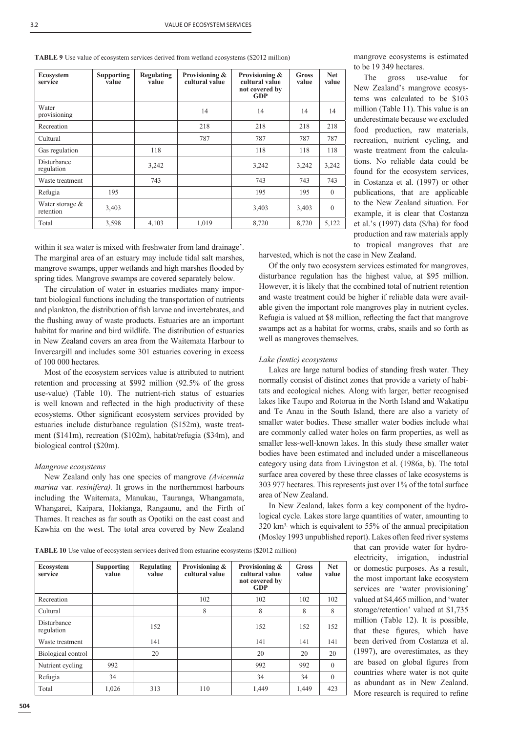**TABLE 9** Use value of ecosystem services derived from wetland ecosystems ($2012 million)

| Ecosystem service | Supporting value | Regulating value | Provisioning & cultural value | Provisioning & cultural value not covered by GDP | Gross value | Net value |
|---|---|---|---|---|---|---|
| Water provisioning | | | 14 | 14 | 14 | 14 |
| Recreation | | | 218 | 218 | 218 | 218 |
| Cultural | | | 787 | 787 | 787 | 787 |
| Gas regulation | | 118 | | 118 | 118 | 118 |
| Disturbance regulation | | 3,242 | | 3,242 | 3,242 | 3,242 |
| Waste treatment | | 743 | | 743 | 743 | 743 |
| Refugia | 195 | | | 195 | 195 | 0 |
| Water storage & retention | 3,403 | | | 3,403 | 3,403 | 0 |
| Total | 3,598 | 4,103 | 1,019 | 8,720 | 8,720 | 5,122 |

within it sea water is mixed with freshwater from land drainage'. The marginal area of an estuary may include tidal salt marshes, mangrove swamps, upper wetlands and high marshes flooded by spring tides. Mangrove swamps are covered separately below.

The circulation of water in estuaries mediates many important biological functions including the transportation of nutrients and plankton, the distribution of fish larvae and invertebrates, and the flushing away of waste products. Estuaries are an important habitat for marine and bird wildlife. The distribution of estuaries in New Zealand covers an area from the Waitemata Harbour to Invercargill and includes some 301 estuaries covering in excess of 100 000 hectares.

Most of the ecosystem services value is attributed to nutrient retention and processing at $992 million (92.5% of the gross use-value) (Table 10). The nutrient-rich status of estuaries is well known and reflected in the high productivity of these ecosystems. Other significant ecosystem services provided by estuaries include disturbance regulation ($152m), waste treatment ($141m), recreation ($102m), habitat/refugia ($34m), and biological control ($20m).

*Mangrove ecosystems*

New Zealand only has one species of mangrove *(Avicennia marina* var*. resinifera).* It grows in the northernmost harbours including the Waitemata, Manukau, Tauranga, Whangamata, Whangarei, Kaipara, Hokianga, Rangaunu, and the Firth of Thames. It reaches as far south as Opotiki on the east coast and Kawhia on the west. The total area covered by New Zealand mangrove ecosystems is estimated to be 19 349 hectares.

The gross use-value for New Zealand's mangrove ecosystems was calculated to be $103 million (Table 11). This value is an underestimate because we excluded food production, raw materials, recreation, nutrient cycling, and waste treatment from the calculations. No reliable data could be found for the ecosystem services, in Costanza et al. (1997) or other publications, that are applicable to the New Zealand situation. For example, it is clear that Costanza et al.'s (1997) data ($/ha) for food production and raw materials apply to tropical mangroves that are harvested, which is not the case in New Zealand.

Of the only two ecosystem services estimated for mangroves, disturbance regulation has the highest value, at $95 million. However, it is likely that the combined total of nutrient retention and waste treatment could be higher if reliable data were available given the important role mangroves play in nutrient cycles. Refugia is valued at $8 million, reflecting the fact that mangrove swamps act as a habitat for worms, crabs, snails and so forth as well as mangroves themselves.

*Lake (lentic) ecosystems*

Lakes are large natural bodies of standing fresh water. They normally consist of distinct zones that provide a variety of habitats and ecological niches. Along with larger, better recognised lakes like Taupo and Rotorua in the North Island and Wakatipu and Te Anau in the South Island, there are also a variety of smaller water bodies. These smaller water bodies include what are commonly called water holes on farm properties, as well as smaller less-well-known lakes. In this study these smaller water bodies have been estimated and included under a miscellaneous category using data from Livingston et al. (1986a, b). The total surface area covered by these three classes of lake ecosystems is 303 977 hectares. This represents just over 1% of the total surface area of New Zealand.

In New Zealand, lakes form a key component of the hydrological cycle. Lakes store large quantities of water, amounting to 320 km$^3$, which is equivalent to 55% of the annual precipitation (Mosley 1993 unpublished report). Lakes often feed river systems that can provide water for hydroelectricity, irrigation, industrial or domestic purposes. As a result, the most important lake ecosystem services are 'water provisioning' valued at $4,465 million, and 'water storage/retention' valued at $1,735 million (Table 12). It is possible, that these figures, which have been derived from Costanza et al. (1997), are overestimates, as they are based on global figures from countries where water is not quite as abundant as in New Zealand. More research is required to refine

**TABLE 10** Use value of ecosystem services derived from estuarine ecosystems ($2012 million)

| Ecosystem service | Supporting value | Regulating value | Provisioning & cultural value | Provisioning & cultural value not covered by GDP | Gross value | Net value |
|---|---|---|---|---|---|---|
| Recreation | | | 102 | 102 | 102 | 102 |
| Cultural | | | 8 | 8 | 8 | 8 |
| Disturbance regulation | | 152 | | 152 | 152 | 152 |
| Waste treatment | | 141 | | 141 | 141 | 141 |
| Biological control | | 20 | | 20 | 20 | 20 |
| Nutrient cycling | 992 | | | 992 | 992 | 0 |
| Refugia | 34 | | | 34 | 34 | 0 |
| Total | 1,026 | 313 | 110 | 1,449 | 1,449 | 423 |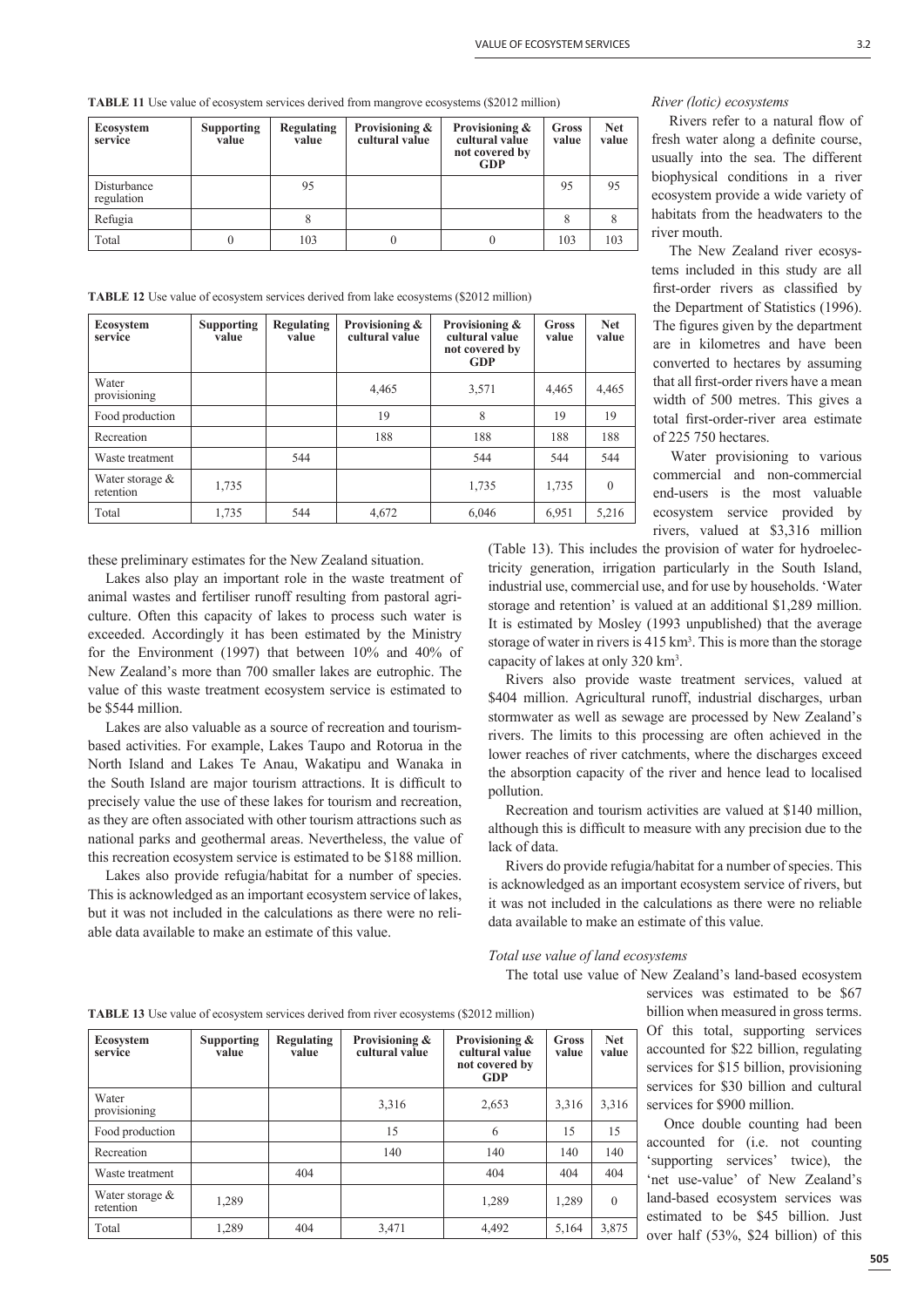**TABLE 11** Use value of ecosystem services derived from mangrove ecosystems ($2012 million)

| Ecosystem service | Supporting value | Regulating value | Provisioning & cultural value | Provisioning & cultural value not covered by GDP | Gross value | Net value |
|---|---|---|---|---|---|---|
| Disturbance regulation | | 95 | | | 95 | 95 |
| Refugia | | 8 | | | 8 | 8 |
| Total | 0 | 103 | 0 | 0 | 103 | 103 |

**TABLE 12** Use value of ecosystem services derived from lake ecosystems ($2012 million)

| Ecosystem service | Supporting value | Regulating value | Provisioning & cultural value | Provisioning & cultural value not covered by GDP | Gross value | Net value |
|---|---|---|---|---|---|---|
| Water provisioning | | | 4,465 | 3,571 | 4,465 | 4,465 |
| Food production | | | 19 | 8 | 19 | 19 |
| Recreation | | | 188 | 188 | 188 | 188 |
| Waste treatment | | 544 | | 544 | 544 | 544 |
| Water storage & retention | 1,735 | | | 1,735 | 1,735 | 0 |
| Total | 1,735 | 544 | 4,672 | 6,046 | 6,951 | 5,216 |

these preliminary estimates for the New Zealand situation.

Lakes also play an important role in the waste treatment of animal wastes and fertiliser runoff resulting from pastoral agriculture. Often this capacity of lakes to process such water is exceeded. Accordingly it has been estimated by the Ministry for the Environment (1997) that between 10% and 40% of New Zealand's more than 700 smaller lakes are eutrophic. The value of this waste treatment ecosystem service is estimated to be $544 million.

Lakes are also valuable as a source of recreation and tourism-based activities. For example, Lakes Taupo and Rotorua in the North Island and Lakes Te Anau, Wakatipu and Wanaka in the South Island are major tourism attractions. It is difficult to precisely value the use of these lakes for tourism and recreation, as they are often associated with other tourism attractions such as national parks and geothermal areas. Nevertheless, the value of this recreation ecosystem service is estimated to be $188 million.

Lakes also provide refugia/habitat for a number of species. This is acknowledged as an important ecosystem service of lakes, but it was not included in the calculations as there were no reliable data available to make an estimate of this value.

*River (lotic) ecosystems*

Rivers refer to a natural flow of fresh water along a definite course, usually into the sea. The different biophysical conditions in a river ecosystem provide a wide variety of habitats from the headwaters to the river mouth.

The New Zealand river ecosystems included in this study are all first-order rivers as classified by the Department of Statistics (1996). The figures given by the department are in kilometres and have been converted to hectares by assuming that all first-order rivers have a mean width of 500 metres. This gives a total first-order-river area estimate of 225 750 hectares.

Water provisioning to various commercial and non-commercial end-users is the most valuable ecosystem service provided by rivers, valued at $3,316 million (Table 13). This includes the provision of water for hydroelectricity generation, irrigation particularly in the South Island, industrial use, commercial use, and for use by households. 'Water storage and retention' is valued at an additional $1,289 million. It is estimated by Mosley (1993 unpublished) that the average storage of water in rivers is 415 km$^3$. This is more than the storage capacity of lakes at only 320 km$^3$.

Rivers also provide waste treatment services, valued at $404 million. Agricultural runoff, industrial discharges, urban stormwater as well as sewage are processed by New Zealand's rivers. The limits to this processing are often achieved in the lower reaches of river catchments, where the discharges exceed the absorption capacity of the river and hence lead to localised pollution.

Recreation and tourism activities are valued at $140 million, although this is difficult to measure with any precision due to the lack of data.

Rivers do provide refugia/habitat for a number of species. This is acknowledged as an important ecosystem service of rivers, but it was not included in the calculations as there were no reliable data available to make an estimate of this value.

*Total use value of land ecosystems*

The total use value of New Zealand's land-based ecosystem services was estimated to be $67 billion when measured in gross terms. Of this total, supporting services accounted for $22 billion, regulating services for $15 billion, provisioning services for $30 billion and cultural services for $900 million.

Once double counting had been accounted for (i.e. not counting 'supporting services' twice), the 'net use-value' of New Zealand's land-based ecosystem services was estimated to be $45 billion. Just over half (53%, $24 billion) of this

**TABLE 13** Use value of ecosystem services derived from river ecosystems ($2012 million)

| Ecosystem service | Supporting value | Regulating value | Provisioning & cultural value | Provisioning & cultural value not covered by GDP | Gross value | Net value |
|---|---|---|---|---|---|---|
| Water provisioning | | | 3,316 | 2,653 | 3,316 | 3,316 |
| Food production | | | 15 | 6 | 15 | 15 |
| Recreation | | | 140 | 140 | 140 | 140 |
| Waste treatment | | 404 | | 404 | 404 | 404 |
| Water storage & retention | 1,289 | | | 1,289 | 1,289 | 0 |
| Total | 1,289 | 404 | 3,471 | 4,492 | 5,164 | 3,875 |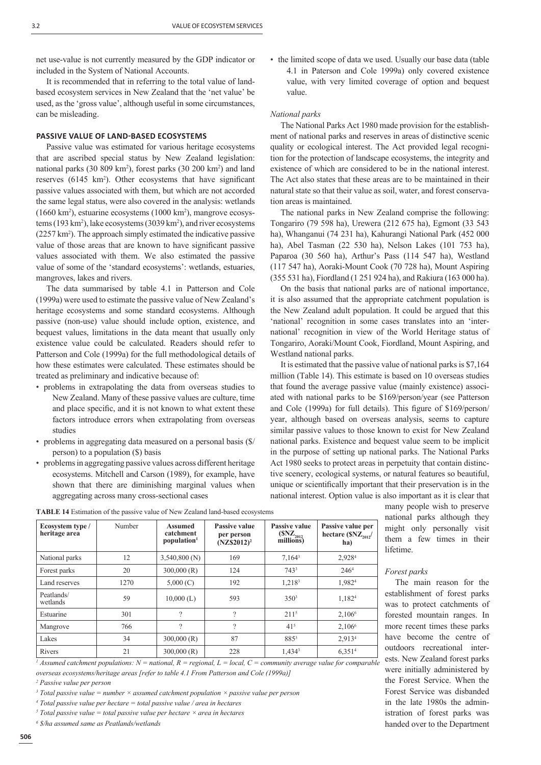net use-value is not currently measured by the GDP indicator or included in the System of National Accounts.

It is recommended that in referring to the total value of land-based ecosystem services in New Zealand that the 'net value' be used, as the 'gross value', although useful in some circumstances, can be misleading.

### PASSIVE VALUE OF LAND-BASED ECOSYSTEMS

Passive value was estimated for various heritage ecosystems that are ascribed special status by New Zealand legislation: national parks (30 809 km$^2$), forest parks (30 200 km$^2$) and land reserves (6145 km$^2$). Other ecosystems that have significant passive values associated with them, but which are not accorded the same legal status, were also covered in the analysis: wetlands (1660 km$^2$), estuarine ecosystems (1000 km$^2$), mangrove ecosystems (193 km$^2$), lake ecosystems (3039 km$^2$), and river ecosystems (2257 km$^2$). The approach simply estimated the indicative passive value of those areas that are known to have significant passive values associated with them. We also estimated the passive value of some of the 'standard ecosystems': wetlands, estuaries, mangroves, lakes and rivers.

The data summarised by table 4.1 in Patterson and Cole (1999a) were used to estimate the passive value of New Zealand's heritage ecosystems and some standard ecosystems. Although passive (non-use) value should include option, existence, and bequest values, limitations in the data meant that usually only existence value could be calculated. Readers should refer to Patterson and Cole (1999a) for the full methodological details of how these estimates were calculated. These estimates should be treated as preliminary and indicative because of:

- problems in extrapolating the data from overseas studies to New Zealand. Many of these passive values are culture, time and place specific, and it is not known to what extent these factors introduce errors when extrapolating from overseas studies
- problems in aggregating data measured on a personal basis ($/person) to a population ($) basis
- problems in aggregating passive values across different heritage ecosystems. Mitchell and Carson (1989), for example, have shown that there are diminishing marginal values when aggregating across many cross-sectional cases
- the limited scope of data we used. Usually our base data (table 4.1 in Patterson and Cole 1999a) only covered existence value, with very limited coverage of option and bequest value.

*National parks*

The National Parks Act 1980 made provision for the establishment of national parks and reserves in areas of distinctive scenic quality or ecological interest. The Act provided legal recognition for the protection of landscape ecosystems, the integrity and existence of which are considered to be in the national interest. The Act also states that these areas are to be maintained in their natural state so that their value as soil, water, and forest conservation areas is maintained.

The national parks in New Zealand comprise the following: Tongariro (79 598 ha), Urewera (212 675 ha), Egmont (33 543 ha), Whanganui (74 231 ha), Kahurangi National Park (452 000 ha), Abel Tasman (22 530 ha), Nelson Lakes (101 753 ha), Paparoa (30 560 ha), Arthur's Pass (114 547 ha), Westland (117 547 ha), Aoraki-Mount Cook (70 728 ha), Mount Aspiring (355 531 ha), Fiordland (1 251 924 ha), and Rakiura (163 000 ha).

On the basis that national parks are of national importance, it is also assumed that the appropriate catchment population is the New Zealand adult population. It could be argued that this 'national' recognition in some cases translates into an 'international' recognition in view of the World Heritage status of Tongariro, Aoraki/Mount Cook, Fiordland, Mount Aspiring, and Westland national parks.

It is estimated that the passive value of national parks is $7,164 million (Table 14). This estimate is based on 10 overseas studies that found the average passive value (mainly existence) associated with national parks to be $169/person/year (see Patterson and Cole (1999a) for full details). This figure of $169/person/year, although based on overseas analysis, seems to capture similar passive values to those known to exist for New Zealand national parks. Existence and bequest value seem to be implicit in the purpose of setting up national parks. The National Parks Act 1980 seeks to protect areas in perpetuity that contain distinctive scenery, ecological systems, or natural features so beautiful, unique or scientifically important that their preservation is in the national interest. Option value is also important as it is clear that many people wish to preserve national parks although they might only personally visit them a few times in their lifetime.

**TABLE 14** Estimation of the passive value of New Zealand land-based ecosystems

| Ecosystem type / heritage area | Number | Assumed catchment population[1] | Passive value per person (NZ$2012)[2] | Passive value ($NZ$_{2012}$ millions) | Passive value per hectare ($NZ$_{2012}$/ha) |
|---|---|---|---|---|---|
| National parks | 12 | 3,540,800 (N) | 169 | 7,164[3] | 2,928[4] |
| Forest parks | 20 | 300,000 (R) | 124 | 743[3] | 246[4] |
| Land reserves | 1270 | 5,000 (C) | 192 | 1,218[3] | 1,982[4] |
| Peatlands/ wetlands | 59 | 10,000 (L) | 593 | 350[3] | 1,182[4] |
| Estuarine | 301 | ? | ? | 211[5] | 2,106[6] |
| Mangrove | 766 | ? | ? | 41[5] | 2,106[6] |
| Lakes | 34 | 300,000 (R) | 87 | 885[3] | 2,913[4] |
| Rivers | 21 | 300,000 (R) | 228 | 1,434[3] | 6,351[4] |

*[1] Assumed catchment populations: N = national, R = regional, L = local, C = community average value for comparable overseas ecosystems/heritage areas [refer to table 4.1 From Patterson and Cole (1999a)]*

*[2] Passive value per person*

*[3] Total passive value = number × assumed catchment population × passive value per person*

*[4] Total passive value per hectare = total passive value / area in hectares*

*[5] Total passive value = total passive value per hectare × area in hectares*

*[6] $/ha assumed same as Peatlands/wetlands*

*Forest parks*

The main reason for the establishment of forest parks was to protect catchments of forested mountain ranges. In more recent times these parks have become the centre of outdoors recreational interests. New Zealand forest parks were initially administered by the Forest Service. When the Forest Service was disbanded in the late 1980s the administration of forest parks was handed over to the Department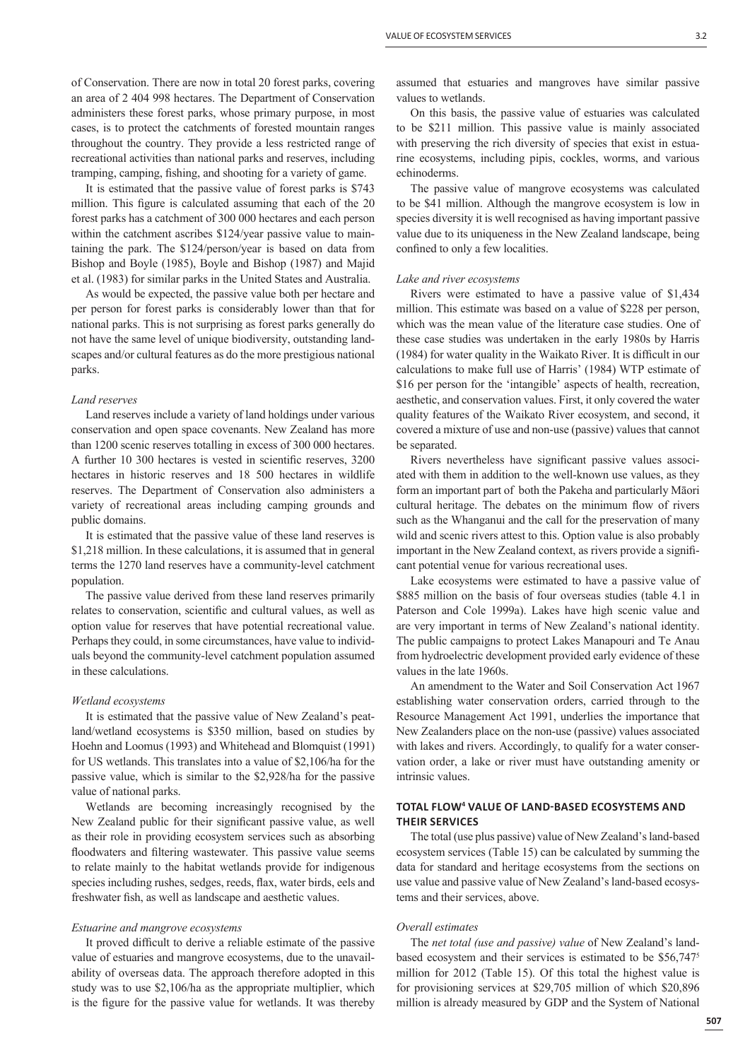of Conservation. There are now in total 20 forest parks, covering an area of 2 404 998 hectares. The Department of Conservation administers these forest parks, whose primary purpose, in most cases, is to protect the catchments of forested mountain ranges throughout the country. They provide a less restricted range of recreational activities than national parks and reserves, including tramping, camping, fishing, and shooting for a variety of game.

It is estimated that the passive value of forest parks is $743 million. This figure is calculated assuming that each of the 20 forest parks has a catchment of 300 000 hectares and each person within the catchment ascribes $124/year passive value to maintaining the park. The $124/person/year is based on data from Bishop and Boyle (1985), Boyle and Bishop (1987) and Majid et al. (1983) for similar parks in the United States and Australia.

As would be expected, the passive value both per hectare and per person for forest parks is considerably lower than that for national parks. This is not surprising as forest parks generally do not have the same level of unique biodiversity, outstanding landscapes and/or cultural features as do the more prestigious national parks.

*Land reserves*

Land reserves include a variety of land holdings under various conservation and open space covenants. New Zealand has more than 1200 scenic reserves totalling in excess of 300 000 hectares. A further 10 300 hectares is vested in scientific reserves, 3200 hectares in historic reserves and 18 500 hectares in wildlife reserves. The Department of Conservation also administers a variety of recreational areas including camping grounds and public domains.

It is estimated that the passive value of these land reserves is $1,218 million. In these calculations, it is assumed that in general terms the 1270 land reserves have a community-level catchment population.

The passive value derived from these land reserves primarily relates to conservation, scientific and cultural values, as well as option value for reserves that have potential recreational value. Perhaps they could, in some circumstances, have value to individuals beyond the community-level catchment population assumed in these calculations.

*Wetland ecosystems*

It is estimated that the passive value of New Zealand's peatland/wetland ecosystems is $350 million, based on studies by Hoehn and Loomus (1993) and Whitehead and Blomquist (1991) for US wetlands. This translates into a value of $2,106/ha for the passive value, which is similar to the $2,928/ha for the passive value of national parks.

Wetlands are becoming increasingly recognised by the New Zealand public for their significant passive value, as well as their role in providing ecosystem services such as absorbing floodwaters and filtering wastewater. This passive value seems to relate mainly to the habitat wetlands provide for indigenous species including rushes, sedges, reeds, flax, water birds, eels and freshwater fish, as well as landscape and aesthetic values.

*Estuarine and mangrove ecosystems*

It proved difficult to derive a reliable estimate of the passive value of estuaries and mangrove ecosystems, due to the unavailability of overseas data. The approach therefore adopted in this study was to use $2,106/ha as the appropriate multiplier, which is the figure for the passive value for wetlands. It was thereby assumed that estuaries and mangroves have similar passive values to wetlands.

On this basis, the passive value of estuaries was calculated to be $211 million. This passive value is mainly associated with preserving the rich diversity of species that exist in estuarine ecosystems, including pipis, cockles, worms, and various echinoderms.

The passive value of mangrove ecosystems was calculated to be $41 million. Although the mangrove ecosystem is low in species diversity it is well recognised as having important passive value due to its uniqueness in the New Zealand landscape, being confined to only a few localities.

*Lake and river ecosystems*

Rivers were estimated to have a passive value of $1,434 million. This estimate was based on a value of $228 per person, which was the mean value of the literature case studies. One of these case studies was undertaken in the early 1980s by Harris (1984) for water quality in the Waikato River. It is difficult in our calculations to make full use of Harris' (1984) WTP estimate of $16 per person for the 'intangible' aspects of health, recreation, aesthetic, and conservation values. First, it only covered the water quality features of the Waikato River ecosystem, and second, it covered a mixture of use and non-use (passive) values that cannot be separated.

Rivers nevertheless have significant passive values associated with them in addition to the well-known use values, as they form an important part of both the Pakeha and particularly Māori cultural heritage. The debates on the minimum flow of rivers such as the Whanganui and the call for the preservation of many wild and scenic rivers attest to this. Option value is also probably important in the New Zealand context, as rivers provide a significant potential venue for various recreational uses.

Lake ecosystems were estimated to have a passive value of $885 million on the basis of four overseas studies (table 4.1 in Paterson and Cole 1999a). Lakes have high scenic value and are very important in terms of New Zealand's national identity. The public campaigns to protect Lakes Manapouri and Te Anau from hydroelectric development provided early evidence of these values in the late 1960s.

An amendment to the Water and Soil Conservation Act 1967 establishing water conservation orders, carried through to the Resource Management Act 1991, underlies the importance that New Zealanders place on the non-use (passive) values associated with lakes and rivers. Accordingly, to qualify for a water conservation order, a lake or river must have outstanding amenity or intrinsic values.

## TOTAL FLOW[4] VALUE OF LAND-BASED ECOSYSTEMS AND THEIR SERVICES

The total (use plus passive) value of New Zealand's land-based ecosystem services (Table 15) can be calculated by summing the data for standard and heritage ecosystems from the sections on use value and passive value of New Zealand's land-based ecosystems and their services, above.

*Overall estimates*

The *net total (use and passive) value* of New Zealand's land-based ecosystem and their services is estimated to be $56,747[5] million for 2012 (Table 15). Of this total the highest value is for provisioning services at $29,705 million of which $20,896 million is already measured by GDP and the System of National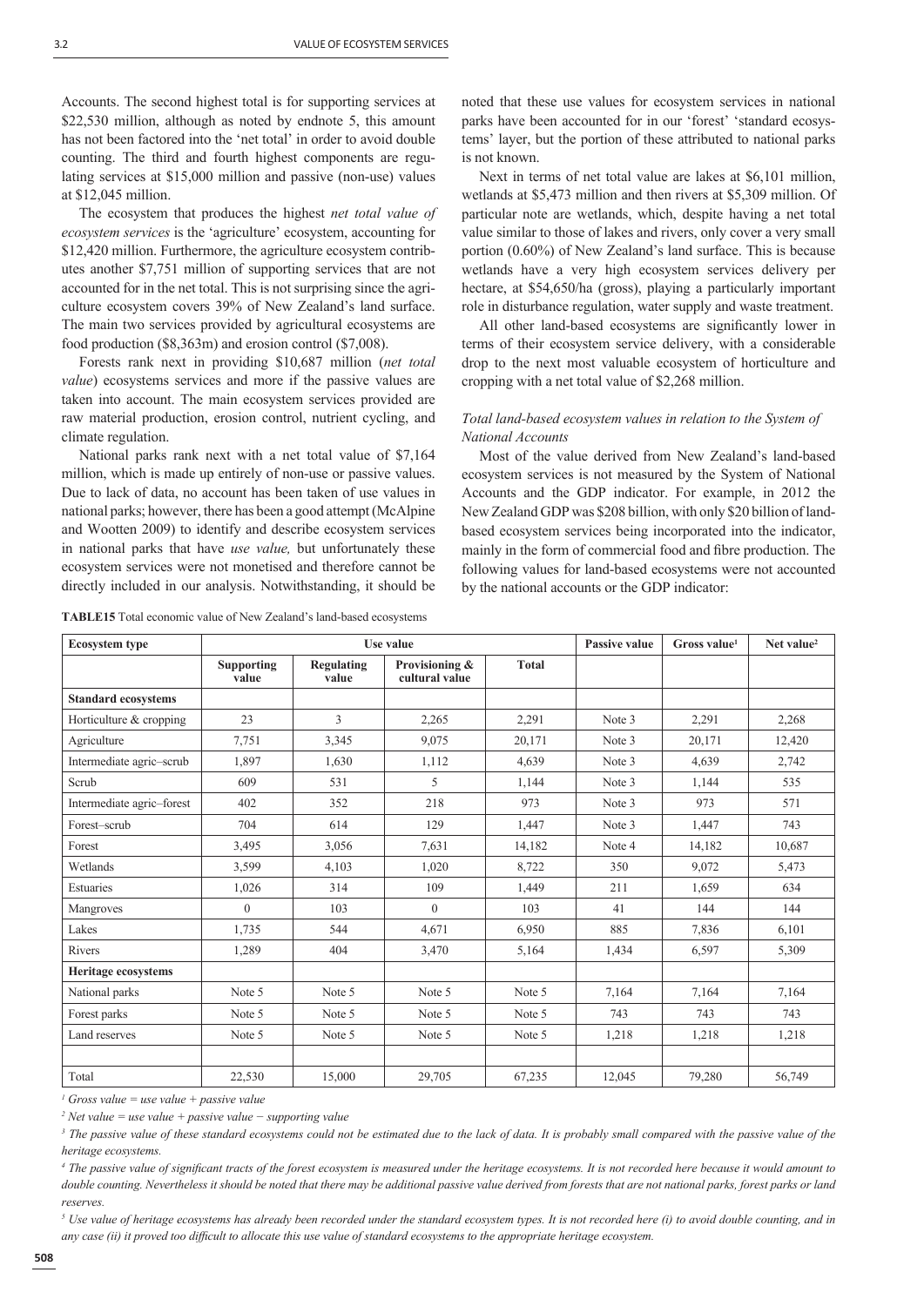Accounts. The second highest total is for supporting services at $22,530 million, although as noted by endnote 5, this amount has not been factored into the 'net total' in order to avoid double counting. The third and fourth highest components are regulating services at $15,000 million and passive (non-use) values at $12,045 million.

The ecosystem that produces the highest *net total value of ecosystem services* is the 'agriculture' ecosystem, accounting for $12,420 million. Furthermore, the agriculture ecosystem contributes another $7,751 million of supporting services that are not accounted for in the net total. This is not surprising since the agriculture ecosystem covers 39% of New Zealand's land surface. The main two services provided by agricultural ecosystems are food production ($8,363m) and erosion control ($7,008).

Forests rank next in providing $10,687 million (*net total value*) ecosystems services and more if the passive values are taken into account. The main ecosystem services provided are raw material production, erosion control, nutrient cycling, and climate regulation.

National parks rank next with a net total value of $7,164 million, which is made up entirely of non-use or passive values. Due to lack of data, no account has been taken of use values in national parks; however, there has been a good attempt (McAlpine and Wootten 2009) to identify and describe ecosystem services in national parks that have *use value,* but unfortunately these ecosystem services were not monetised and therefore cannot be directly included in our analysis. Notwithstanding, it should be noted that these use values for ecosystem services in national parks have been accounted for in our 'forest' 'standard ecosystems' layer, but the portion of these attributed to national parks is not known.

Next in terms of net total value are lakes at $6,101 million, wetlands at $5,473 million and then rivers at $5,309 million. Of particular note are wetlands, which, despite having a net total value similar to those of lakes and rivers, only cover a very small portion (0.60%) of New Zealand's land surface. This is because wetlands have a very high ecosystem services delivery per hectare, at $54,650/ha (gross), playing a particularly important role in disturbance regulation, water supply and waste treatment.

All other land-based ecosystems are significantly lower in terms of their ecosystem service delivery, with a considerable drop to the next most valuable ecosystem of horticulture and cropping with a net total value of $2,268 million.

*Total land-based ecosystem values in relation to the System of National Accounts*

Most of the value derived from New Zealand's land-based ecosystem services is not measured by the System of National Accounts and the GDP indicator. For example, in 2012 the New Zealand GDP was $208 billion, with only $20 billion of land-based ecosystem services being incorporated into the indicator, mainly in the form of commercial food and fibre production. The following values for land-based ecosystems were not accounted by the national accounts or the GDP indicator:

**TABLE15** Total economic value of New Zealand's land-based ecosystems

| Ecosystem type | Use value | | | | Passive value | Gross value[1] | Net value[2] |
|---|---|---|---|---|---|---|---|
| | Supporting value | Regulating value | Provisioning & cultural value | Total | | | |
| **Standard ecosystems** | | | | | | | |
| Horticulture & cropping | 23 | 3 | 2,265 | 2,291 | Note 3 | 2,291 | 2,268 |
| Agriculture | 7,751 | 3,345 | 9,075 | 20,171 | Note 3 | 20,171 | 12,420 |
| Intermediate agric–scrub | 1,897 | 1,630 | 1,112 | 4,639 | Note 3 | 4,639 | 2,742 |
| Scrub | 609 | 531 | 5 | 1,144 | Note 3 | 1,144 | 535 |
| Intermediate agric–forest | 402 | 352 | 218 | 973 | Note 3 | 973 | 571 |
| Forest–scrub | 704 | 614 | 129 | 1,447 | Note 3 | 1,447 | 743 |
| Forest | 3,495 | 3,056 | 7,631 | 14,182 | Note 4 | 14,182 | 10,687 |
| Wetlands | 3,599 | 4,103 | 1,020 | 8,722 | 350 | 9,072 | 5,473 |
| Estuaries | 1,026 | 314 | 109 | 1,449 | 211 | 1,659 | 634 |
| Mangroves | 0 | 103 | 0 | 103 | 41 | 144 | 144 |
| Lakes | 1,735 | 544 | 4,671 | 6,950 | 885 | 7,836 | 6,101 |
| Rivers | 1,289 | 404 | 3,470 | 5,164 | 1,434 | 6,597 | 5,309 |
| **Heritage ecosystems** | | | | | | | |
| National parks | Note 5 | Note 5 | Note 5 | Note 5 | 7,164 | 7,164 | 7,164 |
| Forest parks | Note 5 | Note 5 | Note 5 | Note 5 | 743 | 743 | 743 |
| Land reserves | Note 5 | Note 5 | Note 5 | Note 5 | 1,218 | 1,218 | 1,218 |
| | | | | | | | |
| Total | 22,530 | 15,000 | 29,705 | 67,235 | 12,045 | 79,280 | 56,749 |

*[1] Gross value = use value + passive value*

*[2] Net value = use value + passive value − supporting value*

*[3] The passive value of these standard ecosystems could not be estimated due to the lack of data. It is probably small compared with the passive value of the heritage ecosystems.*

*[4] The passive value of significant tracts of the forest ecosystem is measured under the heritage ecosystems. It is not recorded here because it would amount to double counting. Nevertheless it should be noted that there may be additional passive value derived from forests that are not national parks, forest parks or land reserves.*

*[5] Use value of heritage ecosystems has already been recorded under the standard ecosystem types. It is not recorded here (i) to avoid double counting, and in any case (ii) it proved too difficult to allocate this use value of standard ecosystems to the appropriate heritage ecosystem.*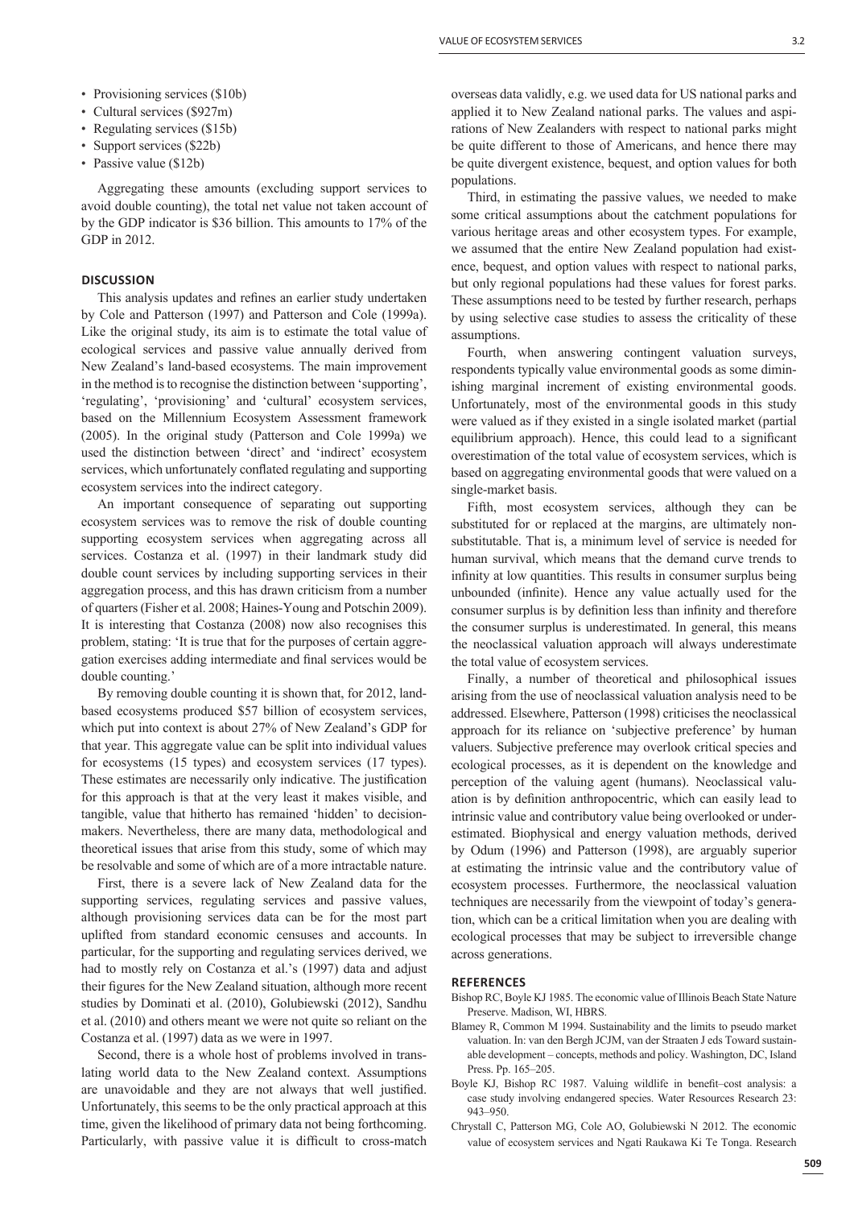- Provisioning services ($10b)
- Cultural services ($927m)
- Regulating services ($15b)
- Support services ($22b)
- Passive value ($12b)

Aggregating these amounts (excluding support services to avoid double counting), the total net value not taken account of by the GDP indicator is $36 billion. This amounts to 17% of the GDP in 2012.

## DISCUSSION

This analysis updates and refines an earlier study undertaken by Cole and Patterson (1997) and Patterson and Cole (1999a). Like the original study, its aim is to estimate the total value of ecological services and passive value annually derived from New Zealand's land-based ecosystems. The main improvement in the method is to recognise the distinction between 'supporting', 'regulating', 'provisioning' and 'cultural' ecosystem services, based on the Millennium Ecosystem Assessment framework (2005). In the original study (Patterson and Cole 1999a) we used the distinction between 'direct' and 'indirect' ecosystem services, which unfortunately conflated regulating and supporting ecosystem services into the indirect category.

An important consequence of separating out supporting ecosystem services was to remove the risk of double counting supporting ecosystem services when aggregating across all services. Costanza et al. (1997) in their landmark study did double count services by including supporting services in their aggregation process, and this has drawn criticism from a number of quarters (Fisher et al. 2008; Haines-Young and Potschin 2009). It is interesting that Costanza (2008) now also recognises this problem, stating: 'It is true that for the purposes of certain aggregation exercises adding intermediate and final services would be double counting.'

By removing double counting it is shown that, for 2012, land-based ecosystems produced $57 billion of ecosystem services, which put into context is about 27% of New Zealand's GDP for that year. This aggregate value can be split into individual values for ecosystems (15 types) and ecosystem services (17 types). These estimates are necessarily only indicative. The justification for this approach is that at the very least it makes visible, and tangible, value that hitherto has remained 'hidden' to decision-makers. Nevertheless, there are many data, methodological and theoretical issues that arise from this study, some of which may be resolvable and some of which are of a more intractable nature.

First, there is a severe lack of New Zealand data for the supporting services, regulating services and passive values, although provisioning services data can be for the most part uplifted from standard economic censuses and accounts. In particular, for the supporting and regulating services derived, we had to mostly rely on Costanza et al.'s (1997) data and adjust their figures for the New Zealand situation, although more recent studies by Dominati et al. (2010), Golubiewski (2012), Sandhu et al. (2010) and others meant we were not quite so reliant on the Costanza et al. (1997) data as we were in 1997.

Second, there is a whole host of problems involved in translating world data to the New Zealand context. Assumptions are unavoidable and they are not always that well justified. Unfortunately, this seems to be the only practical approach at this time, given the likelihood of primary data not being forthcoming. Particularly, with passive value it is difficult to cross-match overseas data validly, e.g. we used data for US national parks and applied it to New Zealand national parks. The values and aspirations of New Zealanders with respect to national parks might be quite different to those of Americans, and hence there may be quite divergent existence, bequest, and option values for both populations.

Third, in estimating the passive values, we needed to make some critical assumptions about the catchment populations for various heritage areas and other ecosystem types. For example, we assumed that the entire New Zealand population had existence, bequest, and option values with respect to national parks, but only regional populations had these values for forest parks. These assumptions need to be tested by further research, perhaps by using selective case studies to assess the criticality of these assumptions.

Fourth, when answering contingent valuation surveys, respondents typically value environmental goods as some diminishing marginal increment of existing environmental goods. Unfortunately, most of the environmental goods in this study were valued as if they existed in a single isolated market (partial equilibrium approach). Hence, this could lead to a significant overestimation of the total value of ecosystem services, which is based on aggregating environmental goods that were valued on a single-market basis.

Fifth, most ecosystem services, although they can be substituted for or replaced at the margins, are ultimately non-substitutable. That is, a minimum level of service is needed for human survival, which means that the demand curve trends to infinity at low quantities. This results in consumer surplus being unbounded (infinite). Hence any value actually used for the consumer surplus is by definition less than infinity and therefore the consumer surplus is underestimated. In general, this means the neoclassical valuation approach will always underestimate the total value of ecosystem services.

Finally, a number of theoretical and philosophical issues arising from the use of neoclassical valuation analysis need to be addressed. Elsewhere, Patterson (1998) criticises the neoclassical approach for its reliance on 'subjective preference' by human valuers. Subjective preference may overlook critical species and ecological processes, as it is dependent on the knowledge and perception of the valuing agent (humans). Neoclassical valuation is by definition anthropocentric, which can easily lead to intrinsic value and contributory value being overlooked or underestimated. Biophysical and energy valuation methods, derived by Odum (1996) and Patterson (1998), are arguably superior at estimating the intrinsic value and the contributory value of ecosystem processes. Furthermore, the neoclassical valuation techniques are necessarily from the viewpoint of today's generation, which can be a critical limitation when you are dealing with ecological processes that may be subject to irreversible change across generations.

## REFERENCES

Bishop RC, Boyle KJ 1985. The economic value of Illinois Beach State Nature Preserve. Madison, WI, HBRS.

Blamey R, Common M 1994. Sustainability and the limits to pseudo market valuation. In: van den Bergh JCJM, van der Straaten J eds Toward sustainable development – concepts, methods and policy. Washington, DC, Island Press. Pp. 165–205.

Boyle KJ, Bishop RC 1987. Valuing wildlife in benefit–cost analysis: a case study involving endangered species. Water Resources Research 23: 943–950.

Chrystall C, Patterson MG, Cole AO, Golubiewski N 2012. The economic value of ecosystem services and Ngati Raukawa Ki Te Tonga. Research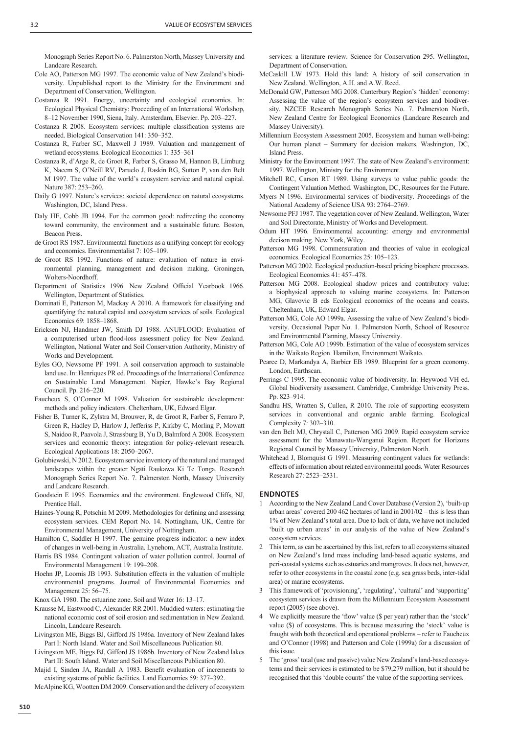Monograph Series Report No. 6. Palmerston North, Massey University and Landcare Research.

Cole AO, Patterson MG 1997. The economic value of New Zealand's biodiversity. Unpublished report to the Ministry for the Environment and Department of Conservation, Wellington.

Costanza R 1991. Energy, uncertainty and ecological economics. In: Ecological Physical Chemistry: Proceeding of an International Workshop, 8–12 November 1990, Siena, Italy. Amsterdam, Elsevier. Pp. 203–227.

Costanza R 2008. Ecosystem services: multiple classification systems are needed. Biological Conservation 141: 350–352.

Costanza R, Farber SC, Maxwell J 1989. Valuation and management of wetland ecosystems. Ecological Economics 1: 335–361

Costanza R, d'Arge R, de Groot R, Farber S, Grasso M, Hannon B, Limburg K, Naeem S, O'Neill RV, Paruelo J, Raskin RG, Sutton P, van den Belt M 1997. The value of the world's ecosystem service and natural capital. Nature 387: 253–260.

Daily G 1997. Nature's services: societal dependence on natural ecosystems. Washington, DC, Island Press.

Daly HE, Cobb JB 1994. For the common good: redirecting the economy toward community, the environment and a sustainable future. Boston, Beacon Press.

de Groot RS 1987. Environmental functions as a unifying concept for ecology and economics. Environmentalist 7: 105–109.

de Groot RS 1992. Functions of nature: evaluation of nature in environmental planning, management and decision making. Groningen, Wolters-Noordhoff.

Department of Statistics 1996. New Zealand Official Yearbook 1966. Wellington, Department of Statistics.

Dominati E, Patterson M, Mackay A 2010. A framework for classifying and quantifying the natural capital and ecosystem services of soils. Ecological Economics 69: 1858–1868.

Ericksen NJ, Handmer JW, Smith DJ 1988. ANUFLOOD: Evaluation of a computerised urban flood-loss assessment policy for New Zealand. Wellington, National Water and Soil Conservation Authority, Ministry of Works and Development.

Eyles GO, Newsome PF 1991. A soil conservation approach to sustainable land use. In: Henriques PR ed. Proceedings of the International Conference on Sustainable Land Management. Napier, Hawke's Bay Regional Council. Pp. 216–220.

Faucheux S, O'Connor M 1998. Valuation for sustainable development: methods and policy indicators. Cheltenham, UK, Edward Elgar.

Fisher B, Turner K, Zylstra M, Brouwer, R, de Groot R, Farber S, Ferraro P, Green R, Hadley D, Harlow J, Jefferiss P, Kirkby C, Morling P, Mowatt S, Naidoo R, Paavola J, Strassburg B, Yu D, Balmford A 2008. Ecosystem services and economic theory: integration for policy-relevant research. Ecological Applications 18: 2050–2067.

Golubiewski, N 2012. Ecosystem service inventory of the natural and managed landscapes within the greater Ngati Raukawa Ki Te Tonga. Research Monograph Series Report No. 7. Palmerston North, Massey University and Landcare Research.

Goodstein E 1995. Economics and the environment. Englewood Cliffs, NJ, Prentice Hall.

Haines-Young R, Potschin M 2009. Methodologies for defining and assessing ecosystem services. CEM Report No. 14. Nottingham, UK, Centre for Environmental Management, University of Nottingham.

Hamilton C, Saddler H 1997. The genuine progress indicator: a new index of changes in well-being in Australia. Lynehom, ACT, Australia Institute.

Harris BS 1984. Contingent valuation of water pollution control. Journal of Environmental Management 19: 199–208.

Hoehn JP, Loomis JB 1993. Substitution effects in the valuation of multiple environmental programs. Journal of Environmental Economics and Management 25: 56–75.

Knox GA 1980. The estuarine zone. Soil and Water 16: 13–17.

Krausse M, Eastwood C, Alexander RR 2001. Muddied waters: estimating the national economic cost of soil erosion and sedimentation in New Zealand. Lincoln, Landcare Research.

Livingston ME, Biggs BJ, Gifford JS 1986a. Inventory of New Zealand lakes Part I: North Island. Water and Soil Miscellaneous Publication 80.

Livingston ME, Biggs BJ, Gifford JS 1986b. Inventory of New Zealand lakes Part II: South Island. Water and Soil Miscellaneous Publication 80.

Majid I, Sinden JA, Randall A 1983. Benefit evaluation of increments to existing systems of public facilities. Land Economics 59: 377–392.

McAlpine KG, Wootten DM 2009. Conservation and the delivery of ecosystem services: a literature review. Science for Conservation 295. Wellington, Department of Conservation.

McCaskill LW 1973. Hold this land: A history of soil conservation in New Zealand. Wellington, A.H. and A.W. Reed.

McDonald GW, Patterson MG 2008. Canterbury Region's 'hidden' economy: Assessing the value of the region's ecosystem services and biodiversity. NZCEE Research Monograph Series No. 7. Palmerston North, New Zealand Centre for Ecological Economics (Landcare Research and Massey University).

Millennium Ecosystem Assessment 2005. Ecosystem and human well-being: Our human planet – Summary for decision makers. Washington, DC, Island Press.

Ministry for the Environment 1997. The state of New Zealand's environment: 1997. Wellington, Ministry for the Environment.

Mitchell RC, Carson RT 1989. Using surveys to value public goods: the Contingent Valuation Method. Washington, DC, Resources for the Future.

Myers N 1996. Environmental services of biodiversity. Proceedings of the National Academy of Science USA 93: 2764–2769.

Newsome PFJ 1987. The vegetation cover of New Zealand. Wellington, Water and Soil Directorate, Ministry of Works and Development.

Odum HT 1996. Environmental accounting: emergy and environmental decison making. New York, Wiley.

Patterson MG 1998. Commensuration and theories of value in ecological economics. Ecological Economics 25: 105–123.

Patterson MG 2002. Ecological production-based pricing biosphere processes. Ecological Economics 41: 457–478.

Patterson MG 2008. Ecological shadow prices and contributory value: a biophysical approach to valuing marine ecosystems. In: Patterson MG, Glavovic B eds Ecological economics of the oceans and coasts. Cheltenham, UK, Edward Elgar.

Patterson MG, Cole AO 1999a. Assessing the value of New Zealand's biodiversity. Occasional Paper No. 1. Palmerston North, School of Resource and Environmental Planning, Massey University.

Patterson MG, Cole AO 1999b. Estimation of the value of ecosystem services in the Waikato Region. Hamilton, Environment Waikato.

Pearce D, Markandya A, Barbier EB 1989. Blueprint for a green economy. London, Earthscan.

Perrings C 1995. The economic value of biodiversity. In: Heywood VH ed. Global biodiversity assessment. Cambridge, Cambridge University Press. Pp. 823–914.

Sandhu HS, Wratten S, Cullen, R 2010. The role of supporting ecosystem services in conventional and organic arable farming. Ecological Complexity 7: 302–310.

van den Belt MJ, Chrystall C, Patterson MG 2009. Rapid ecosystem service assessment for the Manawatu-Wanganui Region. Report for Horizons Regional Council by Massey University, Palmerston North.

Whitehead J, Blomquist G 1991. Measuring contingent values for wetlands: effects of information about related environmental goods. Water Resources Research 27: 2523–2531.

## ENDNOTES

1. According to the New Zealand Land Cover Database (Version 2), 'built-up urban areas' covered 200 462 hectares of land in 2001/02 – this is less than 1% of New Zealand's total area. Due to lack of data, we have not included 'built up urban areas' in our analysis of the value of New Zealand's ecosystem services.
2. This term, as can be ascertained by this list, refers to all ecosystems situated on New Zealand's land mass including land-based aquatic systems, and peri-coastal systems such as estuaries and mangroves. It does not, however, refer to other ecosystems in the coastal zone (e.g. sea grass beds, inter-tidal area) or marine ecosystems.
3. This framework of 'provisioning', 'regulating', 'cultural' and 'supporting' ecosystem services is drawn from the Millennium Ecosystem Assessment report (2005) (see above).
4. We explicitly measure the 'flow' value ($ per year) rather than the 'stock' value ($) of ecosystems. This is because measuring the 'stock' value is fraught with both theoretical and operational problems – refer to Faucheux and O'Connor (1998) and Patterson and Cole (1999a) for a discussion of this issue.
5. The 'gross' total (use and passive) value New Zealand's land-based ecosystems and their services is estimated to be $79,279 million, but it should be recognised that this 'double counts' the value of the supporting services.